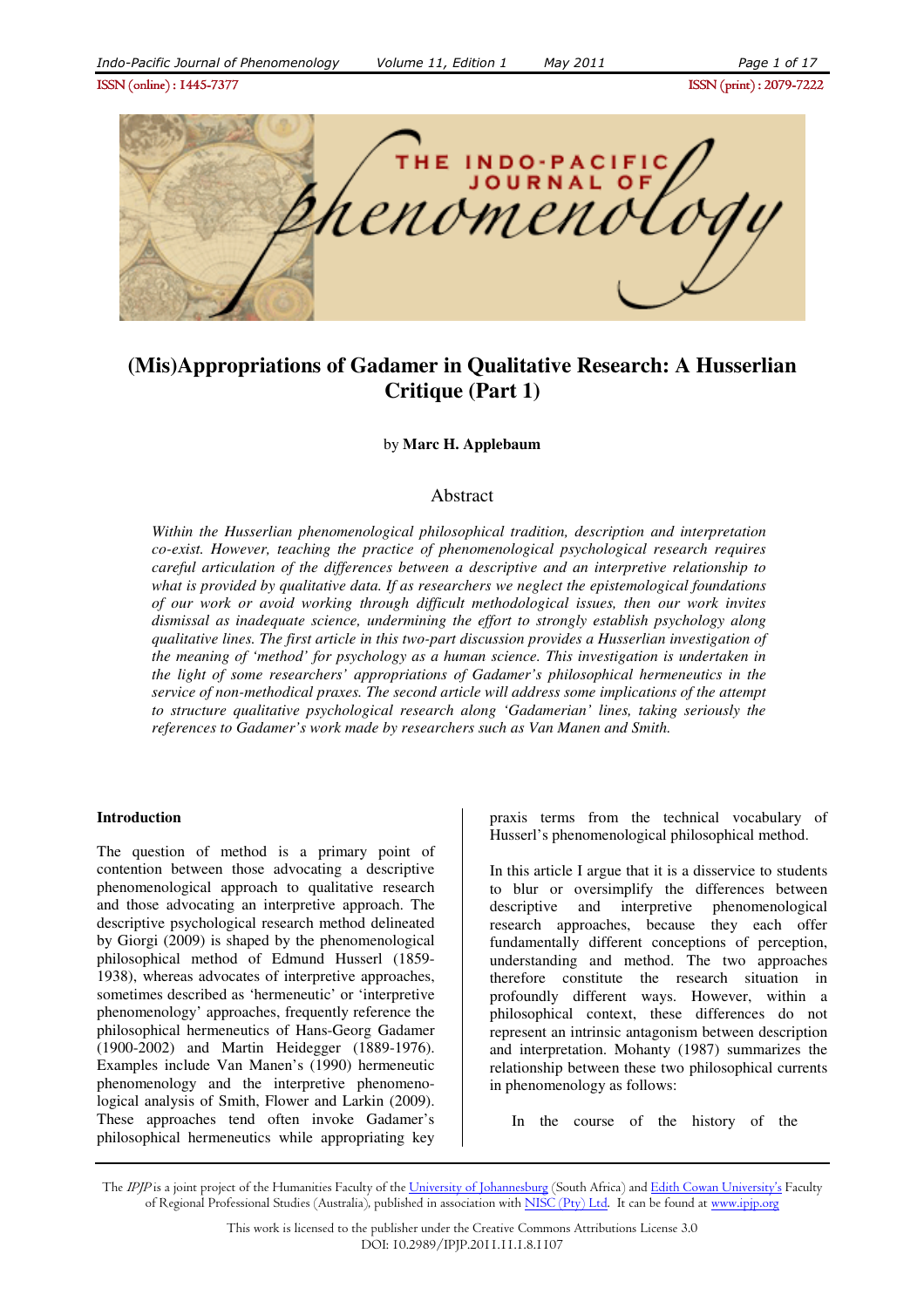ISSN (online) : 1445-7377 ISSN (print) : 2079-7222

# (Mis)Appropriations of Gadamer in Qualitative Research: A Husserlian Critique (Part 1)

by **Marc H. Applebaum**

## Abstract

*Within the Husserlian phenomenological philosophical tradition, description and interpretation co-exist. However, teaching the practice of phenomenological psychological research requires careful articulation of the differences between a descriptive and an interpretive relationship to what is provided by qualitative data. If as researchers we neglect the epistemological foundations of our work or avoid working through difficult methodological issues, then our work invites dismissal as inadequate science, undermining the effort to strongly establish psychology along qualitative lines. The first article in this two-part discussion provides a Husserlian investigation of the meaning of 'method' for psychology as a human science. This investigation is undertaken in the light of some researchers' appropriations of Gadamer's philosophical hermeneutics in the service of non-methodical praxes. The second article will address some implications of the attempt to structure qualitative psychological research along 'Gadamerian' lines, taking seriously the references to Gadamer's work made by researchers such as Van Manen and Smith.*

### Introduction

The question of method is a primary point of contention between those advocating a descriptive phenomenological approach to qualitative research and those advocating an interpretive approach. The descriptive psychological research method delineated by Giorgi (2009) is shaped by the phenomenological philosophical method of Edmund Husserl (1859-1938), whereas advocates of interpretive approaches, sometimes described as 'hermeneutic' or 'interpretive phenomenology' approaches, frequently reference the philosophical hermeneutics of Hans-Georg Gadamer (1900-2002) and Martin Heidegger (1889-1976). Examples include Van Manen's (1990) hermeneutic phenomenology and the interpretive phenomenological analysis of Smith, Flower and Larkin (2009). These approaches tend often invoke Gadamer's philosophical hermeneutics while appropriating key praxis terms from the technical vocabulary of Husserl's phenomenological philosophical method.

In this article I argue that it is a disservice to students to blur or oversimplify the differences between descriptive and interpretive phenomenological research approaches, because they each offer fundamentally different conceptions of perception, understanding and method. The two approaches therefore constitute the research situation in profoundly different ways. However, within a philosophical context, these differences do not represent an intrinsic antagonism between description and interpretation. Mohanty (1987) summarizes the relationship between these two philosophical currents in phenomenology as follows:

> In the course of the history of the

The *IPJP* is a joint project of the Humanities Faculty of the University of Johannesburg (South Africa) and Edith Cowan University's Faculty of Regional Professional Studies (Australia), published in association with NISC (Pty) Ltd. It can be found at www.ipjp.org

This work is licensed to the publisher under the Creative Commons Attributions License 3.0
DOI: 10.2989/IPJP.2011.11.1.8.1107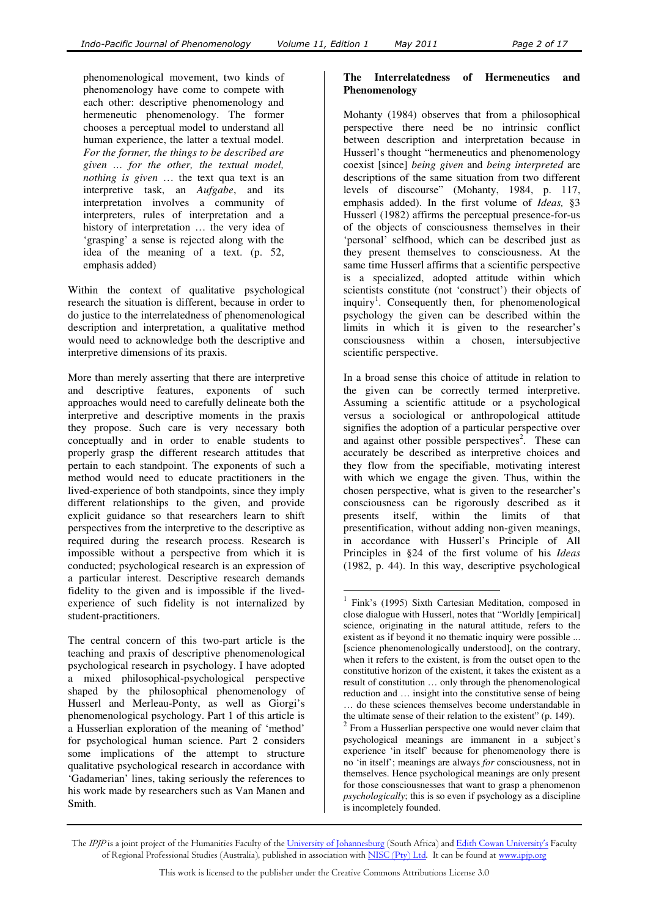phenomenological movement, two kinds of phenomenology have come to compete with each other: descriptive phenomenology and hermeneutic phenomenology. The former chooses a perceptual model to understand all human experience, the latter a textual model. *For the former, the things to be described are given … for the other, the textual model, nothing is given* … the text qua text is an interpretive task, an *Aufgabe*, and its interpretation involves a community of interpreters, rules of interpretation and a history of interpretation … the very idea of 'grasping' a sense is rejected along with the idea of the meaning of a text. (p. 52, emphasis added)

Within the context of qualitative psychological research the situation is different, because in order to do justice to the interrelatedness of phenomenological description and interpretation, a qualitative method would need to acknowledge both the descriptive and interpretive dimensions of its praxis.

More than merely asserting that there are interpretive and descriptive features, exponents of such approaches would need to carefully delineate both the interpretive and descriptive moments in the praxis they propose. Such care is very necessary both conceptually and in order to enable students to properly grasp the different research attitudes that pertain to each standpoint. The exponents of such a method would need to educate practitioners in the lived-experience of both standpoints, since they imply different relationships to the given, and provide explicit guidance so that researchers learn to shift perspectives from the interpretive to the descriptive as required during the research process. Research is impossible without a perspective from which it is conducted; psychological research is an expression of a particular interest. Descriptive research demands fidelity to the given and is impossible if the lived-experience of such fidelity is not internalized by student-practitioners.

The central concern of this two-part article is the teaching and praxis of descriptive phenomenological psychological research in psychology. I have adopted a mixed philosophical-psychological perspective shaped by the philosophical phenomenology of Husserl and Merleau-Ponty, as well as Giorgi's phenomenological psychology. Part 1 of this article is a Husserlian exploration of the meaning of 'method' for psychological human science. Part 2 considers some implications of the attempt to structure qualitative psychological research in accordance with 'Gadamerian' lines, taking seriously the references to his work made by researchers such as Van Manen and Smith.

## The Interrelatedness of Hermeneutics and Phenomenology

Mohanty (1984) observes that from a philosophical perspective there need be no intrinsic conflict between description and interpretation because in Husserl's thought "hermeneutics and phenomenology coexist [since] *being given* and *being interpreted* are descriptions of the same situation from two different levels of discourse" (Mohanty, 1984, p. 117, emphasis added). In the first volume of *Ideas,* §3 Husserl (1982) affirms the perceptual presence-for-us of the objects of consciousness themselves in their 'personal' selfhood, which can be described just as they present themselves to consciousness. At the same time Husserl affirms that a scientific perspective is a specialized, adopted attitude within which scientists constitute (not 'construct') their objects of inquiry[1]. Consequently then, for phenomenological psychology the given can be described within the limits in which it is given to the researcher's consciousness within a chosen, intersubjective scientific perspective.

In a broad sense this choice of attitude in relation to the given can be correctly termed interpretive. Assuming a scientific attitude or a psychological versus a sociological or anthropological attitude signifies the adoption of a particular perspective over and against other possible perspectives[2]. These can accurately be described as interpretive choices and they flow from the specifiable, motivating interest with which we engage the given. Thus, within the chosen perspective, what is given to the researcher's consciousness can be rigorously described as it presents itself, within the limits of that presentification, without adding non-given meanings, in accordance with Husserl's Principle of All Principles in §24 of the first volume of his *Ideas* (1982, p. 44). In this way, descriptive psychological

---

[1] Fink's (1995) Sixth Cartesian Meditation, composed in close dialogue with Husserl, notes that "Worldly [empirical] science, originating in the natural attitude, refers to the existent as if beyond it no thematic inquiry were possible ... [science phenomenologically understood], on the contrary, when it refers to the existent, is from the outset open to the constitutive horizon of the existent, it takes the existent as a result of constitution … only through the phenomenological reduction and … insight into the constitutive sense of being … do these sciences themselves become understandable in the ultimate sense of their relation to the existent" (p. 149).

[2] From a Husserlian perspective one would never claim that psychological meanings are immanent in a subject's experience 'in itself' because for phenomenology there is no 'in itself'; meanings are always *for* consciousness, not in themselves. Hence psychological meanings are only present for those consciousnesses that want to grasp a phenomenon *psychologically*; this is so even if psychology as a discipline is incompletely founded.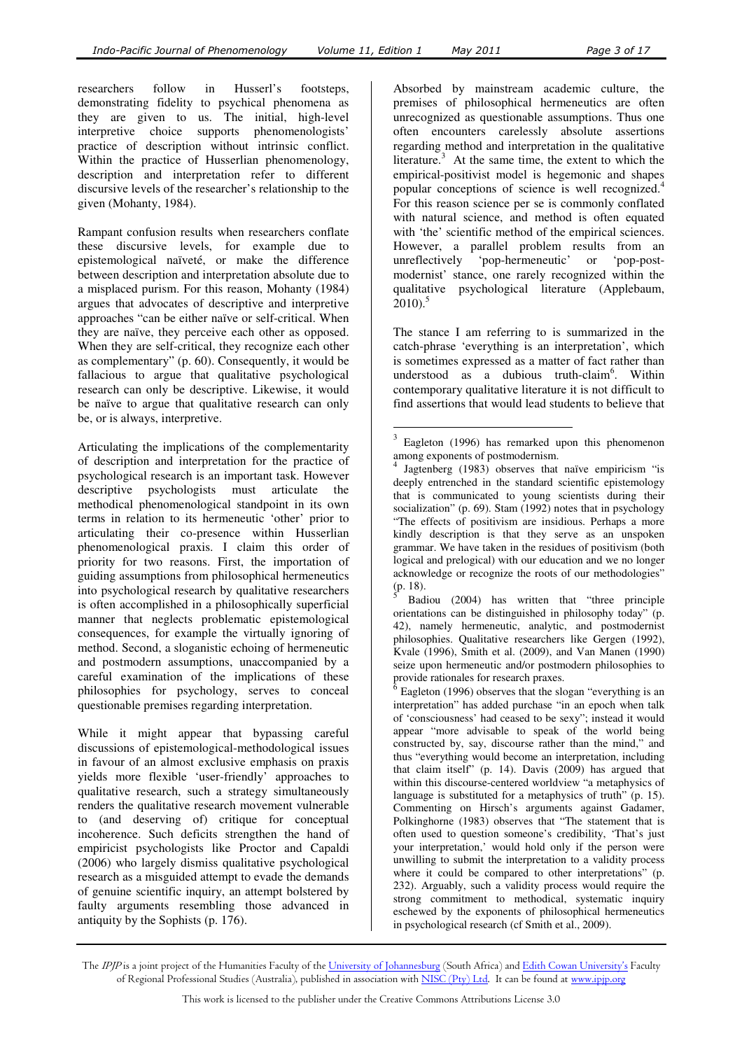researchers follow in Husserl's footsteps, demonstrating fidelity to psychical phenomena as they are given to us. The initial, high-level interpretive choice supports phenomenologists' practice of description without intrinsic conflict. Within the practice of Husserlian phenomenology, description and interpretation refer to different discursive levels of the researcher's relationship to the given (Mohanty, 1984).

Rampant confusion results when researchers conflate these discursive levels, for example due to epistemological naïveté, or make the difference between description and interpretation absolute due to a misplaced purism. For this reason, Mohanty (1984) argues that advocates of descriptive and interpretive approaches "can be either naïve or self-critical. When they are naïve, they perceive each other as opposed. When they are self-critical, they recognize each other as complementary" (p. 60). Consequently, it would be fallacious to argue that qualitative psychological research can only be descriptive. Likewise, it would be naïve to argue that qualitative research can only be, or is always, interpretive.

Articulating the implications of the complementarity of description and interpretation for the practice of psychological research is an important task. However descriptive psychologists must articulate the methodical phenomenological standpoint in its own terms in relation to its hermeneutic 'other' prior to articulating their co-presence within Husserlian phenomenological praxis. I claim this order of priority for two reasons. First, the importation of guiding assumptions from philosophical hermeneutics into psychological research by qualitative researchers is often accomplished in a philosophically superficial manner that neglects problematic epistemological consequences, for example the virtually ignoring of method. Second, a sloganistic echoing of hermeneutic and postmodern assumptions, unaccompanied by a careful examination of the implications of these philosophies for psychology, serves to conceal questionable premises regarding interpretation.

While it might appear that bypassing careful discussions of epistemological-methodological issues in favour of an almost exclusive emphasis on praxis yields more flexible 'user-friendly' approaches to qualitative research, such a strategy simultaneously renders the qualitative research movement vulnerable to (and deserving of) critique for conceptual incoherence. Such deficits strengthen the hand of empiricist psychologists like Proctor and Capaldi (2006) who largely dismiss qualitative psychological research as a misguided attempt to evade the demands of genuine scientific inquiry, an attempt bolstered by faulty arguments resembling those advanced in antiquity by the Sophists (p. 176).

Absorbed by mainstream academic culture, the premises of philosophical hermeneutics are often unrecognized as questionable assumptions. Thus one often encounters carelessly absolute assertions regarding method and interpretation in the qualitative literature.[3] At the same time, the extent to which the empirical-positivist model is hegemonic and shapes popular conceptions of science is well recognized.[4] For this reason science per se is commonly conflated with natural science, and method is often equated with 'the' scientific method of the empirical sciences. However, a parallel problem results from an unreflectively 'pop-hermeneutic' or 'pop-post-modernist' stance, one rarely recognized within the qualitative psychological literature (Applebaum, 2010).[5]

The stance I am referring to is summarized in the catch-phrase 'everything is an interpretation', which is sometimes expressed as a matter of fact rather than understood as a dubious truth-claim[6]. Within contemporary qualitative literature it is not difficult to find assertions that would lead students to believe that

---

[3] Eagleton (1996) has remarked upon this phenomenon among exponents of postmodernism.

[4] Jagtenberg (1983) observes that naïve empiricism "is deeply entrenched in the standard scientific epistemology that is communicated to young scientists during their socialization" (p. 69). Stam (1992) notes that in psychology "The effects of positivism are insidious. Perhaps a more kindly description is that they serve as an unspoken grammar. We have taken in the residues of positivism (both logical and prelogical) with our education and we no longer acknowledge or recognize the roots of our methodologies" (p. 18).

[5] Badiou (2004) has written that "three principle orientations can be distinguished in philosophy today" (p. 42), namely hermeneutic, analytic, and postmodernist philosophies. Qualitative researchers like Gergen (1992), Kvale (1996), Smith et al. (2009), and Van Manen (1990) seize upon hermeneutic and/or postmodern philosophies to provide rationales for research praxes.

[6] Eagleton (1996) observes that the slogan "everything is an interpretation" has added purchase "in an epoch when talk of 'consciousness' had ceased to be sexy"; instead it would appear "more advisable to speak of the world being constructed by, say, discourse rather than the mind," and thus "everything would become an interpretation, including that claim itself" (p. 14). Davis (2009) has argued that within this discourse-centered worldview "a metaphysics of language is substituted for a metaphysics of truth" (p. 15). Commenting on Hirsch's arguments against Gadamer, Polkinghorne (1983) observes that "The statement that is often used to question someone's credibility, 'That's just your interpretation,' would hold only if the person were unwilling to submit the interpretation to a validity process where it could be compared to other interpretations" (p. 232). Arguably, such a validity process would require the strong commitment to methodical, systematic inquiry eschewed by the exponents of philosophical hermeneutics in psychological research (cf Smith et al., 2009).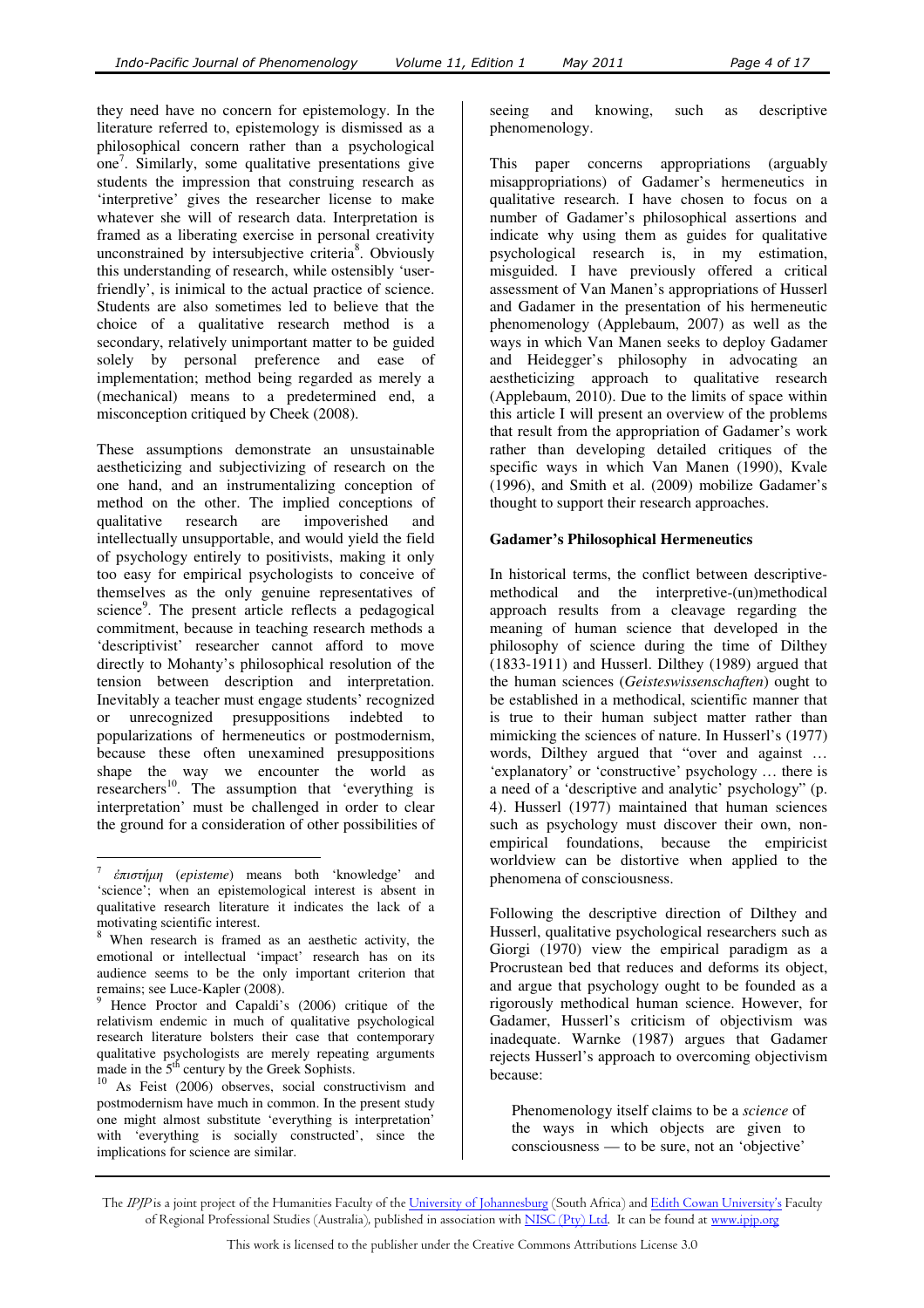they need have no concern for epistemology. In the literature referred to, epistemology is dismissed as a philosophical concern rather than a psychological one[7]. Similarly, some qualitative presentations give students the impression that construing research as 'interpretive' gives the researcher license to make whatever she will of research data. Interpretation is framed as a liberating exercise in personal creativity unconstrained by intersubjective criteria[8]. Obviously this understanding of research, while ostensibly 'user-friendly', is inimical to the actual practice of science. Students are also sometimes led to believe that the choice of a qualitative research method is a secondary, relatively unimportant matter to be guided solely by personal preference and ease of implementation; method being regarded as merely a (mechanical) means to a predetermined end, a misconception critiqued by Cheek (2008).

These assumptions demonstrate an unsustainable aestheticizing and subjectivizing of research on the one hand, and an instrumentalizing conception of method on the other. The implied conceptions of qualitative research are impoverished and intellectually unsupportable, and would yield the field of psychology entirely to positivists, making it only too easy for empirical psychologists to conceive of themselves as the only genuine representatives of science[9]. The present article reflects a pedagogical commitment, because in teaching research methods a 'descriptivist' researcher cannot afford to move directly to Mohanty's philosophical resolution of the tension between description and interpretation. Inevitably a teacher must engage students' recognized or unrecognized presuppositions indebted to popularizations of hermeneutics or postmodernism, because these often unexamined presuppositions shape the way we encounter the world as researchers[10]. The assumption that 'everything is interpretation' must be challenged in order to clear the ground for a consideration of other possibilities of seeing and knowing, such as descriptive phenomenology.

This paper concerns appropriations (arguably misappropriations) of Gadamer's hermeneutics in qualitative research. I have chosen to focus on a number of Gadamer's philosophical assertions and indicate why using them as guides for qualitative psychological research is, in my estimation, misguided. I have previously offered a critical assessment of Van Manen's appropriations of Husserl and Gadamer in the presentation of his hermeneutic phenomenology (Applebaum, 2007) as well as the ways in which Van Manen seeks to deploy Gadamer and Heidegger's philosophy in advocating an aestheticizing approach to qualitative research (Applebaum, 2010). Due to the limits of space within this article I will present an overview of the problems that result from the appropriation of Gadamer's work rather than developing detailed critiques of the specific ways in which Van Manen (1990), Kvale (1996), and Smith et al. (2009) mobilize Gadamer's thought to support their research approaches.

## Gadamer's Philosophical Hermeneutics

In historical terms, the conflict between descriptive-methodical and the interpretive-(un)methodical approach results from a cleavage regarding the meaning of human science that developed in the philosophy of science during the time of Dilthey (1833-1911) and Husserl. Dilthey (1989) argued that the human sciences (*Geisteswissenschaften*) ought to be established in a methodical, scientific manner that is true to their human subject matter rather than mimicking the sciences of nature. In Husserl's (1977) words, Dilthey argued that "over and against … 'explanatory' or 'constructive' psychology … there is a need of a 'descriptive and analytic' psychology" (p. 4). Husserl (1977) maintained that human sciences such as psychology must discover their own, non-empirical foundations, because the empiricist worldview can be distortive when applied to the phenomena of consciousness.

Following the descriptive direction of Dilthey and Husserl, qualitative psychological researchers such as Giorgi (1970) view the empirical paradigm as a Procrustean bed that reduces and deforms its object, and argue that psychology ought to be founded as a rigorously methodical human science. However, for Gadamer, Husserl's criticism of objectivism was inadequate. Warnke (1987) argues that Gadamer rejects Husserl's approach to overcoming objectivism because:

> Phenomenology itself claims to be a *science* of the ways in which objects are given to consciousness — to be sure, not an 'objective'

---

[7] ἐπιστήμη (*episteme*) means both 'knowledge' and 'science'; when an epistemological interest is absent in qualitative research literature it indicates the lack of a motivating scientific interest.

[8] When research is framed as an aesthetic activity, the emotional or intellectual 'impact' research has on its audience seems to be the only important criterion that remains; see Luce-Kapler (2008).

[9] Hence Proctor and Capaldi's (2006) critique of the relativism endemic in much of qualitative psychological research literature bolsters their case that contemporary qualitative psychologists are merely repeating arguments made in the 5th century by the Greek Sophists.

[10] As Feist (2006) observes, social constructivism and postmodernism have much in common. In the present study one might almost substitute 'everything is interpretation' with 'everything is socially constructed', since the implications for science are similar.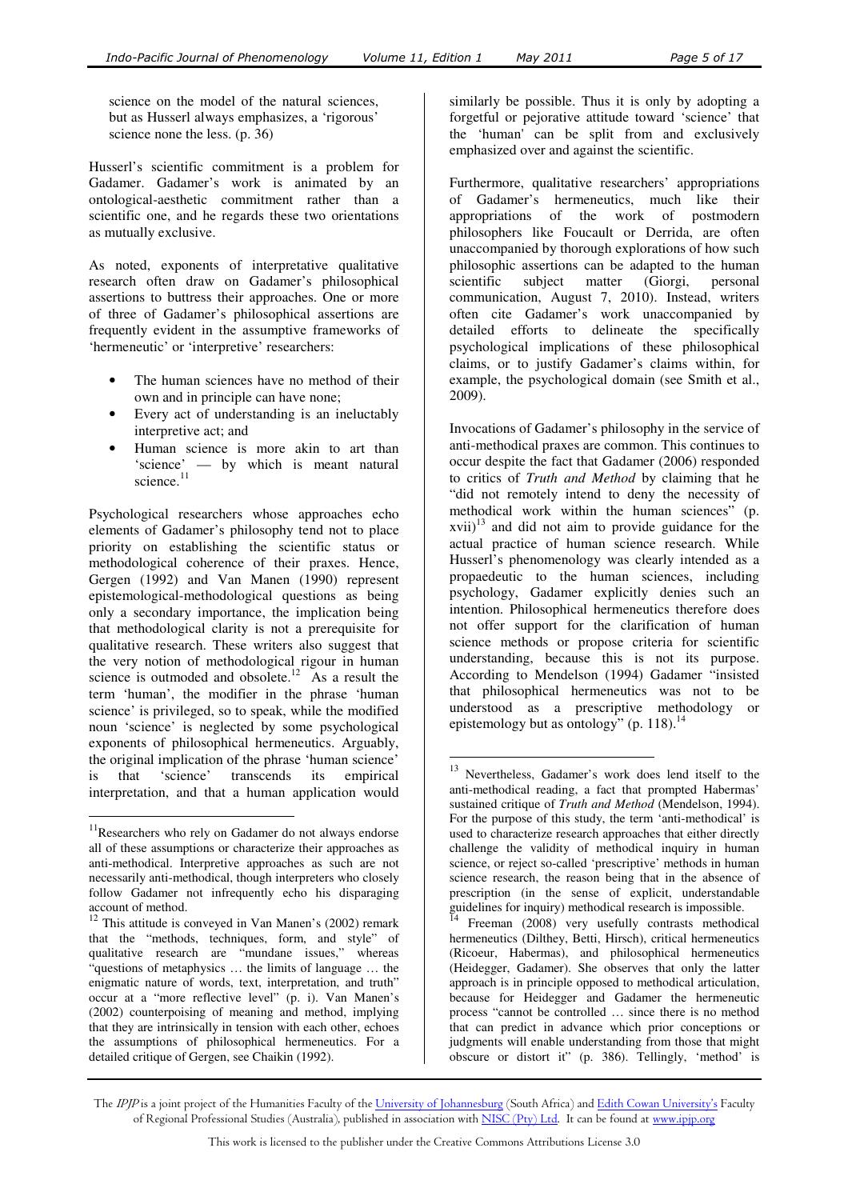science on the model of the natural sciences, but as Husserl always emphasizes, a 'rigorous' science none the less. (p. 36)

Husserl's scientific commitment is a problem for Gadamer. Gadamer's work is animated by an ontological-aesthetic commitment rather than a scientific one, and he regards these two orientations as mutually exclusive.

As noted, exponents of interpretative qualitative research often draw on Gadamer's philosophical assertions to buttress their approaches. One or more of three of Gadamer's philosophical assertions are frequently evident in the assumptive frameworks of 'hermeneutic' or 'interpretive' researchers:

- The human sciences have no method of their own and in principle can have none;
- Every act of understanding is an ineluctably interpretive act; and
- Human science is more akin to art than 'science' — by which is meant natural science.[11]

Psychological researchers whose approaches echo elements of Gadamer's philosophy tend not to place priority on establishing the scientific status or methodological coherence of their praxes. Hence, Gergen (1992) and Van Manen (1990) represent epistemological-methodological questions as being only a secondary importance, the implication being that methodological clarity is not a prerequisite for qualitative research. These writers also suggest that the very notion of methodological rigour in human science is outmoded and obsolete.[12] As a result the term 'human', the modifier in the phrase 'human science' is privileged, so to speak, while the modified noun 'science' is neglected by some psychological exponents of philosophical hermeneutics. Arguably, the original implication of the phrase 'human science' is that 'science' transcends its empirical interpretation, and that a human application would similarly be possible. Thus it is only by adopting a forgetful or pejorative attitude toward 'science' that the 'human' can be split from and exclusively emphasized over and against the scientific.

Furthermore, qualitative researchers' appropriations of Gadamer's hermeneutics, much like their appropriations of the work of postmodern philosophers like Foucault or Derrida, are often unaccompanied by thorough explorations of how such philosophic assertions can be adapted to the human scientific subject matter (Giorgi, personal communication, August 7, 2010). Instead, writers often cite Gadamer's work unaccompanied by detailed efforts to delineate the specifically psychological implications of these philosophical claims, or to justify Gadamer's claims within, for example, the psychological domain (see Smith et al., 2009).

Invocations of Gadamer's philosophy in the service of anti-methodical praxes are common. This continues to occur despite the fact that Gadamer (2006) responded to critics of *Truth and Method* by claiming that he "did not remotely intend to deny the necessity of methodical work within the human sciences" (p. xvii)[13] and did not aim to provide guidance for the actual practice of human science research. While Husserl's phenomenology was clearly intended as a propaedeutic to the human sciences, including psychology, Gadamer explicitly denies such an intention. Philosophical hermeneutics therefore does not offer support for the clarification of human science methods or propose criteria for scientific understanding, because this is not its purpose. According to Mendelson (1994) Gadamer "insisted that philosophical hermeneutics was not to be understood as a prescriptive methodology or epistemology but as ontology" (p. 118).[14]

---

[11] Researchers who rely on Gadamer do not always endorse all of these assumptions or characterize their approaches as anti-methodical. Interpretive approaches as such are not necessarily anti-methodical, though interpreters who closely follow Gadamer not infrequently echo his disparaging account of method.

[12] This attitude is conveyed in Van Manen's (2002) remark that the "methods, techniques, form, and style" of qualitative research are "mundane issues," whereas "questions of metaphysics … the limits of language … the enigmatic nature of words, text, interpretation, and truth" occur at a "more reflective level" (p. i). Van Manen's (2002) counterpoising of meaning and method, implying that they are intrinsically in tension with each other, echoes the assumptions of philosophical hermeneutics. For a detailed critique of Gergen, see Chaikin (1992).

[13] Nevertheless, Gadamer's work does lend itself to the anti-methodical reading, a fact that prompted Habermas' sustained critique of *Truth and Method* (Mendelson, 1994). For the purpose of this study, the term 'anti-methodical' is used to characterize research approaches that either directly challenge the validity of methodical inquiry in human science, or reject so-called 'prescriptive' methods in human science research, the reason being that in the absence of prescription (in the sense of explicit, understandable guidelines for inquiry) methodical research is impossible.

[14] Freeman (2008) very usefully contrasts methodical hermeneutics (Dilthey, Betti, Hirsch), critical hermeneutics (Ricoeur, Habermas), and philosophical hermeneutics (Heidegger, Gadamer). She observes that only the latter approach is in principle opposed to methodical articulation, because for Heidegger and Gadamer the hermeneutic process "cannot be controlled … since there is no method that can predict in advance which prior conceptions or judgments will enable understanding from those that might obscure or distort it" (p. 386). Tellingly, 'method' is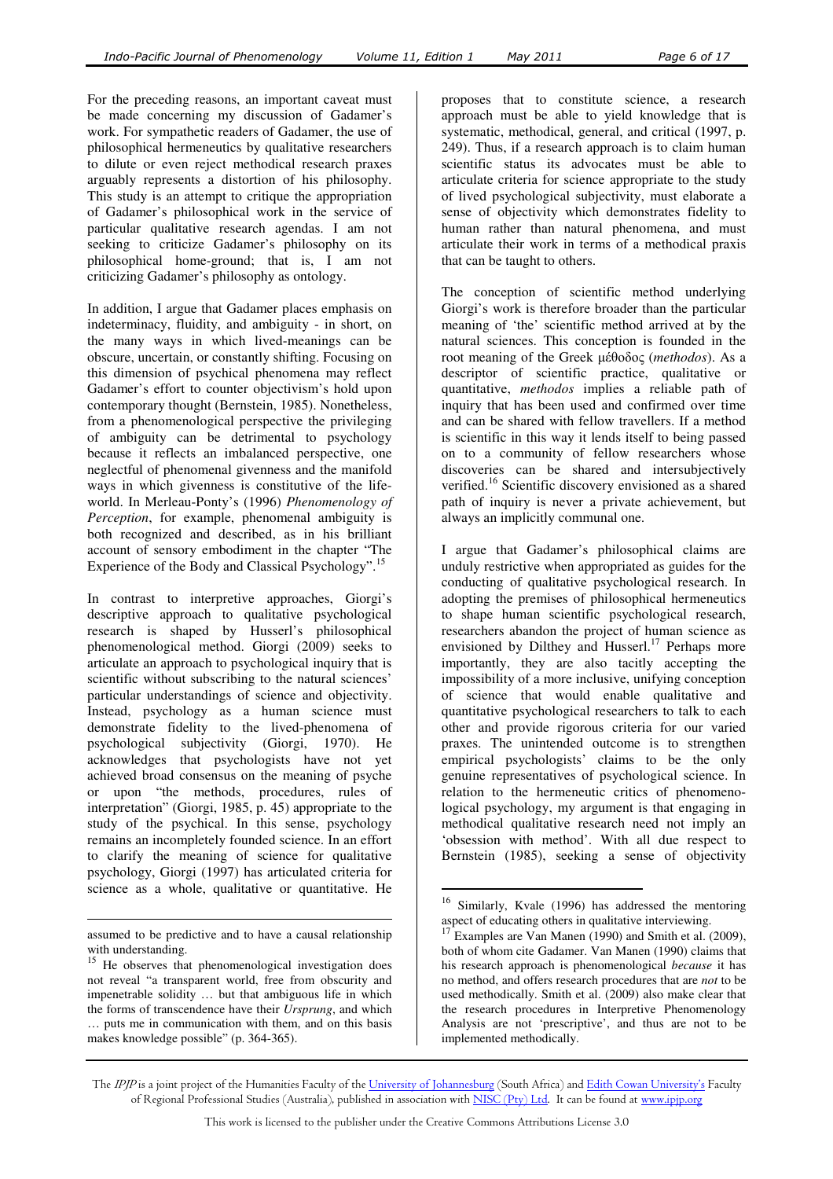For the preceding reasons, an important caveat must be made concerning my discussion of Gadamer's work. For sympathetic readers of Gadamer, the use of philosophical hermeneutics by qualitative researchers to dilute or even reject methodical research praxes arguably represents a distortion of his philosophy. This study is an attempt to critique the appropriation of Gadamer's philosophical work in the service of particular qualitative research agendas. I am not seeking to criticize Gadamer's philosophy on its philosophical home-ground; that is, I am not criticizing Gadamer's philosophy as ontology.

In addition, I argue that Gadamer places emphasis on indeterminacy, fluidity, and ambiguity - in short, on the many ways in which lived-meanings can be obscure, uncertain, or constantly shifting. Focusing on this dimension of psychical phenomena may reflect Gadamer's effort to counter objectivism's hold upon contemporary thought (Bernstein, 1985). Nonetheless, from a phenomenological perspective the privileging of ambiguity can be detrimental to psychology because it reflects an imbalanced perspective, one neglectful of phenomenal givenness and the manifold ways in which givenness is constitutive of the life-world. In Merleau-Ponty's (1996) *Phenomenology of Perception*, for example, phenomenal ambiguity is both recognized and described, as in his brilliant account of sensory embodiment in the chapter "The Experience of the Body and Classical Psychology".[15]

In contrast to interpretive approaches, Giorgi's descriptive approach to qualitative psychological research is shaped by Husserl's philosophical phenomenological method. Giorgi (2009) seeks to articulate an approach to psychological inquiry that is scientific without subscribing to the natural sciences' particular understandings of science and objectivity. Instead, psychology as a human science must demonstrate fidelity to the lived-phenomena of psychological subjectivity (Giorgi, 1970). He acknowledges that psychologists have not yet achieved broad consensus on the meaning of psyche or upon "the methods, procedures, rules of interpretation" (Giorgi, 1985, p. 45) appropriate to the study of the psychical. In this sense, psychology remains an incompletely founded science. In an effort to clarify the meaning of science for qualitative psychology, Giorgi (1997) has articulated criteria for science as a whole, qualitative or quantitative. He proposes that to constitute science, a research approach must be able to yield knowledge that is systematic, methodical, general, and critical (1997, p. 249). Thus, if a research approach is to claim human scientific status its advocates must be able to articulate criteria for science appropriate to the study of lived psychological subjectivity, must elaborate a sense of objectivity which demonstrates fidelity to human rather than natural phenomena, and must articulate their work in terms of a methodical praxis that can be taught to others.

The conception of scientific method underlying Giorgi's work is therefore broader than the particular meaning of 'the' scientific method arrived at by the natural sciences. This conception is founded in the root meaning of the Greek μέθοδος (*methodos*). As a descriptor of scientific practice, qualitative or quantitative, *methodos* implies a reliable path of inquiry that has been used and confirmed over time and can be shared with fellow travellers. If a method is scientific in this way it lends itself to being passed on to a community of fellow researchers whose discoveries can be shared and intersubjectively verified.[16] Scientific discovery envisioned as a shared path of inquiry is never a private achievement, but always an implicitly communal one.

I argue that Gadamer's philosophical claims are unduly restrictive when appropriated as guides for the conducting of qualitative psychological research. In adopting the premises of philosophical hermeneutics to shape human scientific psychological research, researchers abandon the project of human science as envisioned by Dilthey and Husserl.[17] Perhaps more importantly, they are also tacitly accepting the impossibility of a more inclusive, unifying conception of science that would enable qualitative and quantitative psychological researchers to talk to each other and provide rigorous criteria for our varied praxes. The unintended outcome is to strengthen empirical psychologists' claims to be the only genuine representatives of psychological science. In relation to the hermeneutic critics of phenomenological psychology, my argument is that engaging in methodical qualitative research need not imply an 'obsession with method'. With all due respect to Bernstein (1985), seeking a sense of objectivity

---

assumed to be predictive and to have a causal relationship with understanding.

[15] He observes that phenomenological investigation does not reveal "a transparent world, free from obscurity and impenetrable solidity … but that ambiguous life in which the forms of transcendence have their *Ursprung*, and which … puts me in communication with them, and on this basis makes knowledge possible" (p. 364-365).

[16] Similarly, Kvale (1996) has addressed the mentoring aspect of educating others in qualitative interviewing.

[17] Examples are Van Manen (1990) and Smith et al. (2009), both of whom cite Gadamer. Van Manen (1990) claims that his research approach is phenomenological *because* it has no method, and offers research procedures that are *not* to be used methodically. Smith et al. (2009) also make clear that the research procedures in Interpretive Phenomenology Analysis are not 'prescriptive', and thus are not to be implemented methodically.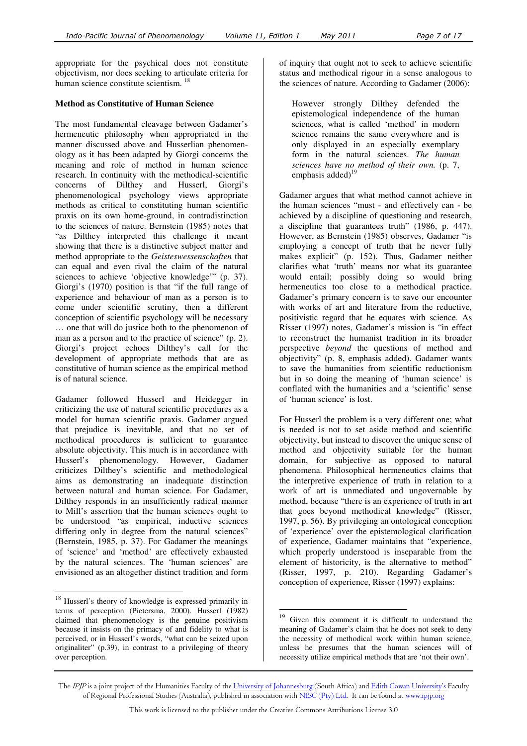appropriate for the psychical does not constitute objectivism, nor does seeking to articulate criteria for human science constitute scientism. [18]

**Method as Constitutive of Human Science**

The most fundamental cleavage between Gadamer's hermeneutic philosophy when appropriated in the manner discussed above and Husserlian phenomenology as it has been adapted by Giorgi concerns the meaning and role of method in human science research. In continuity with the methodical-scientific concerns of Dilthey and Husserl, Giorgi's phenomenological psychology views appropriate methods as critical to constituting human scientific praxis on its own home-ground, in contradistinction to the sciences of nature. Bernstein (1985) notes that "as Dilthey interpreted this challenge it meant showing that there is a distinctive subject matter and method appropriate to the *Geisteswessenschaften* that can equal and even rival the claim of the natural sciences to achieve 'objective knowledge'" (p. 37). Giorgi's (1970) position is that "if the full range of experience and behaviour of man as a person is to come under scientific scrutiny, then a different conception of scientific psychology will be necessary … one that will do justice both to the phenomenon of man as a person and to the practice of science" (p. 2). Giorgi's project echoes Dilthey's call for the development of appropriate methods that are as constitutive of human science as the empirical method is of natural science.

Gadamer followed Husserl and Heidegger in criticizing the use of natural scientific procedures as a model for human scientific praxis. Gadamer argued that prejudice is inevitable, and that no set of methodical procedures is sufficient to guarantee absolute objectivity. This much is in accordance with Husserl's phenomenology. However, Gadamer criticizes Dilthey's scientific and methodological aims as demonstrating an inadequate distinction between natural and human science. For Gadamer, Dilthey responds in an insufficiently radical manner to Mill's assertion that the human sciences ought to be understood "as empirical, inductive sciences differing only in degree from the natural sciences" (Bernstein, 1985, p. 37). For Gadamer the meanings of 'science' and 'method' are effectively exhausted by the natural sciences. The 'human sciences' are envisioned as an altogether distinct tradition and form of inquiry that ought not to seek to achieve scientific status and methodical rigour in a sense analogous to the sciences of nature. According to Gadamer (2006):

> However strongly Dilthey defended the epistemological independence of the human sciences, what is called 'method' in modern science remains the same everywhere and is only displayed in an especially exemplary form in the natural sciences. *The human sciences have no method of their own.* (p. 7, emphasis added)[19]

Gadamer argues that what method cannot achieve in the human sciences "must - and effectively can - be achieved by a discipline of questioning and research, a discipline that guarantees truth" (1986, p. 447). However, as Bernstein (1985) observes, Gadamer "is employing a concept of truth that he never fully makes explicit" (p. 152). Thus, Gadamer neither clarifies what 'truth' means nor what its guarantee would entail; possibly doing so would bring hermeneutics too close to a methodical practice. Gadamer's primary concern is to save our encounter with works of art and literature from the reductive, positivistic regard that he equates with science. As Risser (1997) notes, Gadamer's mission is "in effect to reconstruct the humanist tradition in its broader perspective *beyond* the questions of method and objectivity" (p. 8, emphasis added). Gadamer wants to save the humanities from scientific reductionism but in so doing the meaning of 'human science' is conflated with the humanities and a 'scientific' sense of 'human science' is lost.

For Husserl the problem is a very different one; what is needed is not to set aside method and scientific objectivity, but instead to discover the unique sense of method and objectivity suitable for the human domain, for subjective as opposed to natural phenomena. Philosophical hermeneutics claims that the interpretive experience of truth in relation to a work of art is unmediated and ungovernable by method, because "there is an experience of truth in art that goes beyond methodical knowledge" (Risser, 1997, p. 56). By privileging an ontological conception of 'experience' over the epistemological clarification of experience, Gadamer maintains that "experience, which properly understood is inseparable from the element of historicity, is the alternative to method" (Risser, 1997, p. 210). Regarding Gadamer's conception of experience, Risser (1997) explains:

[18] Husserl's theory of knowledge is expressed primarily in terms of perception (Pietersma, 2000). Husserl (1982) claimed that phenomenology is the genuine positivism because it insists on the primacy of and fidelity to what is perceived, or in Husserl's words, "what can be seized upon originaliter" (p.39), in contrast to a privileging of theory over perception.

[19] Given this comment it is difficult to understand the meaning of Gadamer's claim that he does not seek to deny the necessity of methodical work within human science, unless he presumes that the human sciences will of necessity utilize empirical methods that are 'not their own'.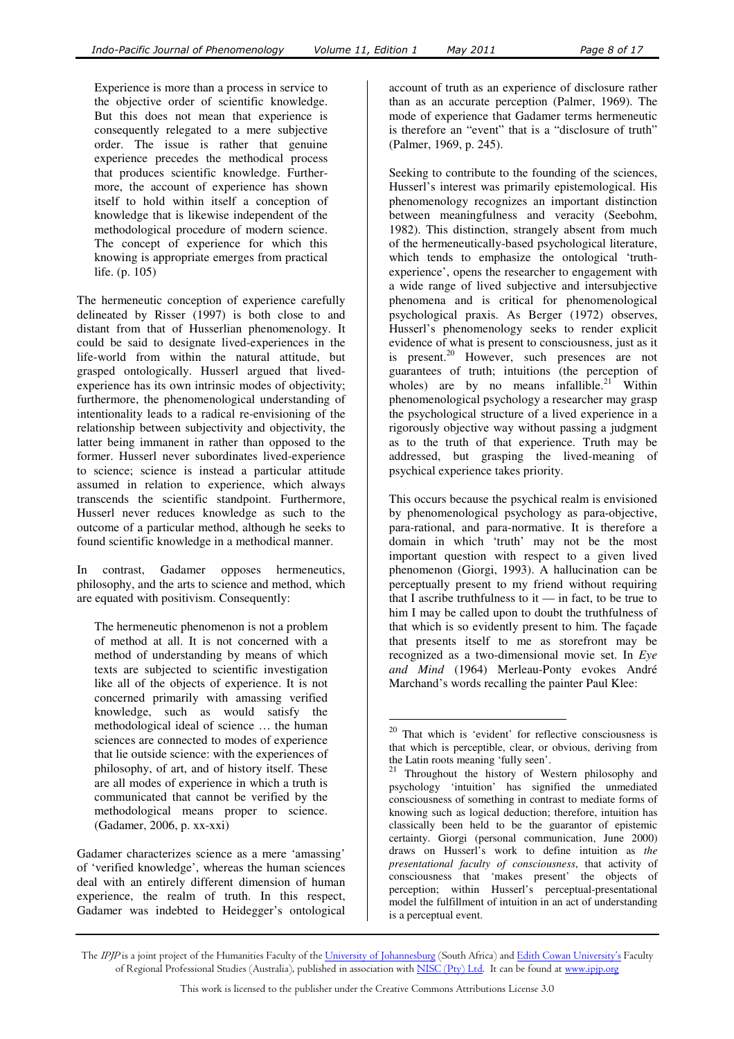> Experience is more than a process in service to the objective order of scientific knowledge. But this does not mean that experience is consequently relegated to a mere subjective order. The issue is rather that genuine experience precedes the methodical process that produces scientific knowledge. Furthermore, the account of experience has shown itself to hold within itself a conception of knowledge that is likewise independent of the methodological procedure of modern science. The concept of experience for which this knowing is appropriate emerges from practical life. (p. 105)

The hermeneutic conception of experience carefully delineated by Risser (1997) is both close to and distant from that of Husserlian phenomenology. It could be said to designate lived-experiences in the life-world from within the natural attitude, but grasped ontologically. Husserl argued that lived-experience has its own intrinsic modes of objectivity; furthermore, the phenomenological understanding of intentionality leads to a radical re-envisioning of the relationship between subjectivity and objectivity, the latter being immanent in rather than opposed to the former. Husserl never subordinates lived-experience to science; science is instead a particular attitude assumed in relation to experience, which always transcends the scientific standpoint. Furthermore, Husserl never reduces knowledge as such to the outcome of a particular method, although he seeks to found scientific knowledge in a methodical manner.

In contrast, Gadamer opposes hermeneutics, philosophy, and the arts to science and method, which are equated with positivism. Consequently:

> The hermeneutic phenomenon is not a problem of method at all. It is not concerned with a method of understanding by means of which texts are subjected to scientific investigation like all of the objects of experience. It is not concerned primarily with amassing verified knowledge, such as would satisfy the methodological ideal of science … the human sciences are connected to modes of experience that lie outside science: with the experiences of philosophy, of art, and of history itself. These are all modes of experience in which a truth is communicated that cannot be verified by the methodological means proper to science. (Gadamer, 2006, p. xx-xxi)

Gadamer characterizes science as a mere 'amassing' of 'verified knowledge', whereas the human sciences deal with an entirely different dimension of human experience, the realm of truth. In this respect, Gadamer was indebted to Heidegger's ontological account of truth as an experience of disclosure rather than as an accurate perception (Palmer, 1969). The mode of experience that Gadamer terms hermeneutic is therefore an "event" that is a "disclosure of truth" (Palmer, 1969, p. 245).

Seeking to contribute to the founding of the sciences, Husserl's interest was primarily epistemological. His phenomenology recognizes an important distinction between meaningfulness and veracity (Seebohm, 1982). This distinction, strangely absent from much of the hermeneutically-based psychological literature, which tends to emphasize the ontological 'truth-experience', opens the researcher to engagement with a wide range of lived subjective and intersubjective phenomena and is critical for phenomenological psychological praxis. As Berger (1972) observes, Husserl's phenomenology seeks to render explicit evidence of what is present to consciousness, just as it is present.[20] However, such presences are not guarantees of truth; intuitions (the perception of wholes) are by no means infallible.[21] Within phenomenological psychology a researcher may grasp the psychological structure of a lived experience in a rigorously objective way without passing a judgment as to the truth of that experience. Truth may be addressed, but grasping the lived-meaning of psychical experience takes priority.

This occurs because the psychical realm is envisioned by phenomenological psychology as para-objective, para-rational, and para-normative. It is therefore a domain in which 'truth' may not be the most important question with respect to a given lived phenomenon (Giorgi, 1993). A hallucination can be perceptually present to my friend without requiring that I ascribe truthfulness to it — in fact, to be true to him I may be called upon to doubt the truthfulness of that which is so evidently present to him. The façade that presents itself to me as storefront may be recognized as a two-dimensional movie set. In *Eye and Mind* (1964) Merleau-Ponty evokes André Marchand's words recalling the painter Paul Klee:

---

[20] That which is 'evident' for reflective consciousness is that which is perceptible, clear, or obvious, deriving from the Latin roots meaning 'fully seen'.

[21] Throughout the history of Western philosophy and psychology 'intuition' has signified the unmediated consciousness of something in contrast to mediate forms of knowing such as logical deduction; therefore, intuition has classically been held to be the guarantor of epistemic certainty. Giorgi (personal communication, June 2000) draws on Husserl's work to define intuition as *the presentational faculty of consciousness*, that activity of consciousness that 'makes present' the objects of perception; within Husserl's perceptual-presentational model the fulfillment of intuition in an act of understanding is a perceptual event.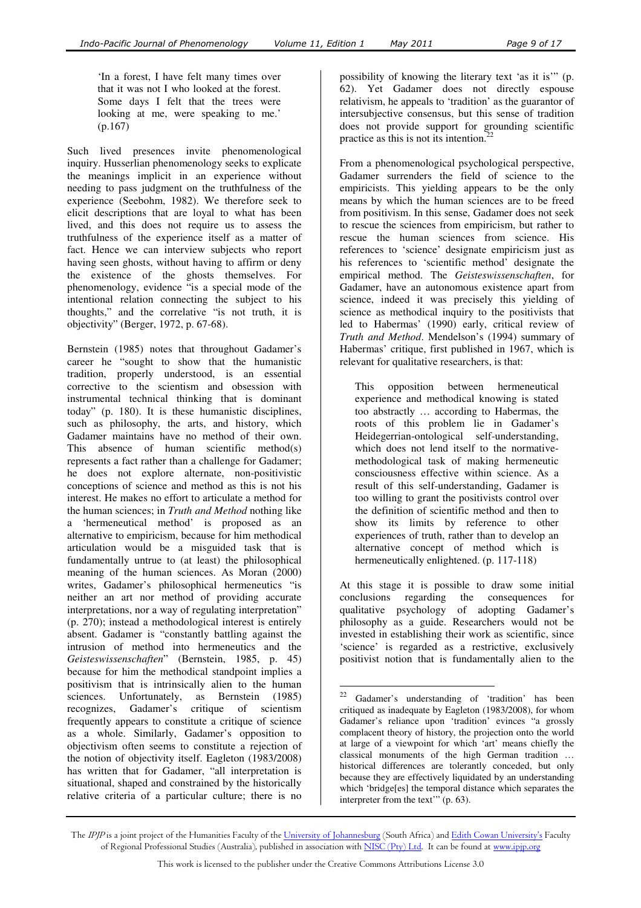> 'In a forest, I have felt many times over that it was not I who looked at the forest. Some days I felt that the trees were looking at me, were speaking to me.' (p.167)

Such lived presences invite phenomenological inquiry. Husserlian phenomenology seeks to explicate the meanings implicit in an experience without needing to pass judgment on the truthfulness of the experience (Seebohm, 1982). We therefore seek to elicit descriptions that are loyal to what has been lived, and this does not require us to assess the truthfulness of the experience itself as a matter of fact. Hence we can interview subjects who report having seen ghosts, without having to affirm or deny the existence of the ghosts themselves. For phenomenology, evidence "is a special mode of the intentional relation connecting the subject to his thoughts," and the correlative "is not truth, it is objectivity" (Berger, 1972, p. 67-68).

Bernstein (1985) notes that throughout Gadamer's career he "sought to show that the humanistic tradition, properly understood, is an essential corrective to the scientism and obsession with instrumental technical thinking that is dominant today" (p. 180). It is these humanistic disciplines, such as philosophy, the arts, and history, which Gadamer maintains have no method of their own. This absence of human scientific method(s) represents a fact rather than a challenge for Gadamer; he does not explore alternate, non-positivistic conceptions of science and method as this is not his interest. He makes no effort to articulate a method for the human sciences; in *Truth and Method* nothing like a 'hermeneutical method' is proposed as an alternative to empiricism, because for him methodical articulation would be a misguided task that is fundamentally untrue to (at least) the philosophical meaning of the human sciences. As Moran (2000) writes, Gadamer's philosophical hermeneutics "is neither an art nor method of providing accurate interpretations, nor a way of regulating interpretation" (p. 270); instead a methodological interest is entirely absent. Gadamer is "constantly battling against the intrusion of method into hermeneutics and the *Geisteswissenschaften*" (Bernstein, 1985, p. 45) because for him the methodical standpoint implies a positivism that is intrinsically alien to the human sciences. Unfortunately, as Bernstein (1985) recognizes, Gadamer's critique of scientism frequently appears to constitute a critique of science as a whole. Similarly, Gadamer's opposition to objectivism often seems to constitute a rejection of the notion of objectivity itself. Eagleton (1983/2008) has written that for Gadamer, "all interpretation is situational, shaped and constrained by the historically relative criteria of a particular culture; there is no possibility of knowing the literary text 'as it is'" (p. 62). Yet Gadamer does not directly espouse relativism, he appeals to 'tradition' as the guarantor of intersubjective consensus, but this sense of tradition does not provide support for grounding scientific practice as this is not its intention.[22]

From a phenomenological psychological perspective, Gadamer surrenders the field of science to the empiricists. This yielding appears to be the only means by which the human sciences are to be freed from positivism. In this sense, Gadamer does not seek to rescue the sciences from empiricism, but rather to rescue the human sciences from science. His references to 'science' designate empiricism just as his references to 'scientific method' designate the empirical method. The *Geisteswissenschaften*, for Gadamer, have an autonomous existence apart from science, indeed it was precisely this yielding of science as methodical inquiry to the positivists that led to Habermas' (1990) early, critical review of *Truth and Method*. Mendelson's (1994) summary of Habermas' critique, first published in 1967, which is relevant for qualitative researchers, is that:

> This opposition between hermeneutical experience and methodical knowing is stated too abstractly … according to Habermas, the roots of this problem lie in Gadamer's Heidegerrian-ontological self-understanding, which does not lend itself to the normative-methodological task of making hermeneutic consciousness effective within science. As a result of this self-understanding, Gadamer is too willing to grant the positivists control over the definition of scientific method and then to show its limits by reference to other experiences of truth, rather than to develop an alternative concept of method which is hermeneutically enlightened. (p. 117-118)

At this stage it is possible to draw some initial conclusions regarding the consequences for qualitative psychology of adopting Gadamer's philosophy as a guide. Researchers would not be invested in establishing their work as scientific, since 'science' is regarded as a restrictive, exclusively positivist notion that is fundamentally alien to the

---

[22] Gadamer's understanding of 'tradition' has been critiqued as inadequate by Eagleton (1983/2008), for whom Gadamer's reliance upon 'tradition' evinces "a grossly complacent theory of history, the projection onto the world at large of a viewpoint for which 'art' means chiefly the classical monuments of the high German tradition … historical differences are tolerantly conceded, but only because they are effectively liquidated by an understanding which 'bridge[es] the temporal distance which separates the interpreter from the text'" (p. 63).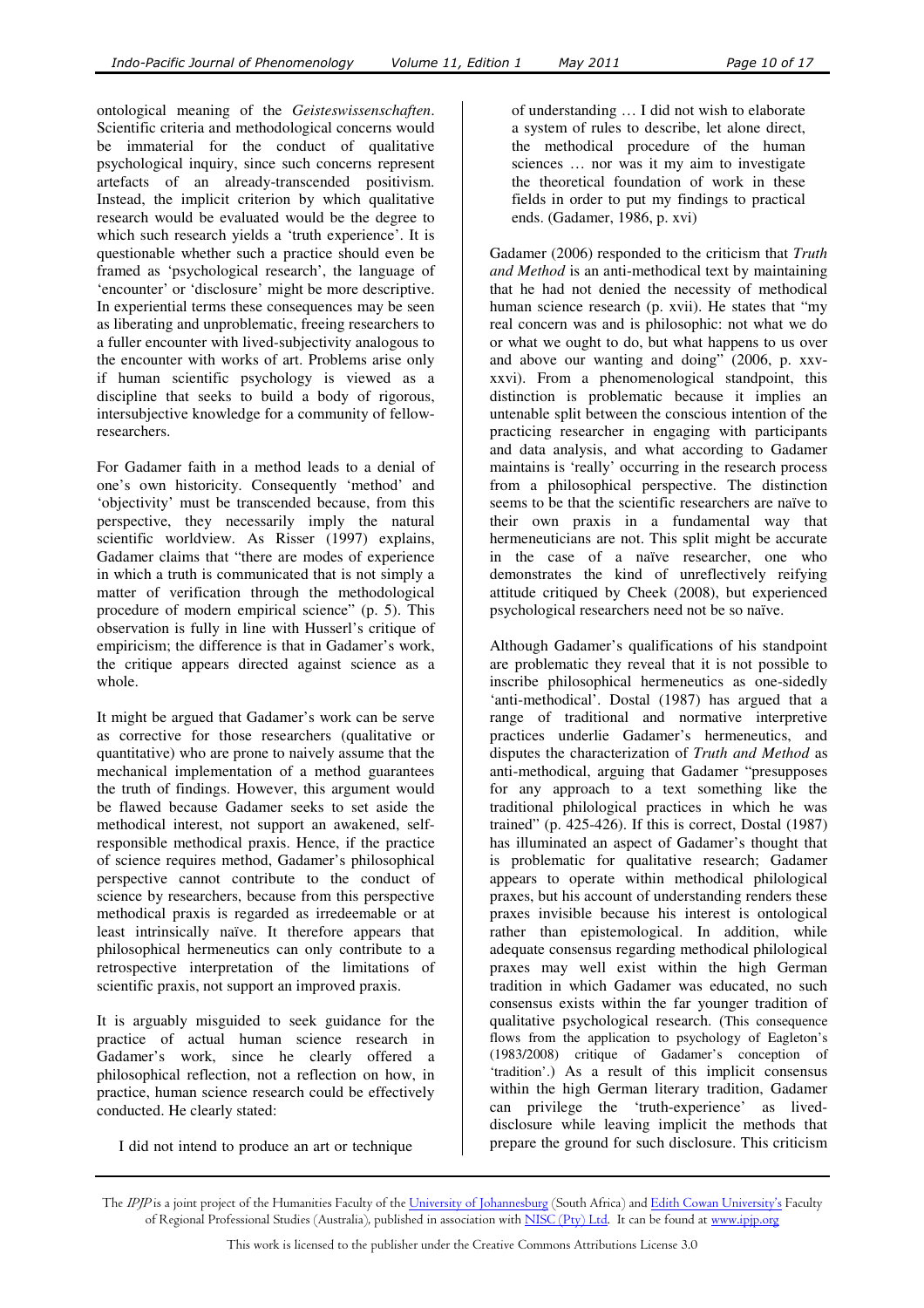ontological meaning of the *Geisteswissenschaften*. Scientific criteria and methodological concerns would be immaterial for the conduct of qualitative psychological inquiry, since such concerns represent artefacts of an already-transcended positivism. Instead, the implicit criterion by which qualitative research would be evaluated would be the degree to which such research yields a 'truth experience'. It is questionable whether such a practice should even be framed as 'psychological research', the language of 'encounter' or 'disclosure' might be more descriptive. In experiential terms these consequences may be seen as liberating and unproblematic, freeing researchers to a fuller encounter with lived-subjectivity analogous to the encounter with works of art. Problems arise only if human scientific psychology is viewed as a discipline that seeks to build a body of rigorous, intersubjective knowledge for a community of fellow-researchers.

For Gadamer faith in a method leads to a denial of one's own historicity. Consequently 'method' and 'objectivity' must be transcended because, from this perspective, they necessarily imply the natural scientific worldview. As Risser (1997) explains, Gadamer claims that "there are modes of experience in which a truth is communicated that is not simply a matter of verification through the methodological procedure of modern empirical science" (p. 5). This observation is fully in line with Husserl's critique of empiricism; the difference is that in Gadamer's work, the critique appears directed against science as a whole.

It might be argued that Gadamer's work can be serve as corrective for those researchers (qualitative or quantitative) who are prone to naively assume that the mechanical implementation of a method guarantees the truth of findings. However, this argument would be flawed because Gadamer seeks to set aside the methodical interest, not support an awakened, self-responsible methodical praxis. Hence, if the practice of science requires method, Gadamer's philosophical perspective cannot contribute to the conduct of science by researchers, because from this perspective methodical praxis is regarded as irredeemable or at least intrinsically naïve. It therefore appears that philosophical hermeneutics can only contribute to a retrospective interpretation of the limitations of scientific praxis, not support an improved praxis.

It is arguably misguided to seek guidance for the practice of actual human science research in Gadamer's work, since he clearly offered a philosophical reflection, not a reflection on how, in practice, human science research could be effectively conducted. He clearly stated:

> I did not intend to produce an art or technique of understanding … I did not wish to elaborate a system of rules to describe, let alone direct, the methodical procedure of the human sciences … nor was it my aim to investigate the theoretical foundation of work in these fields in order to put my findings to practical ends. (Gadamer, 1986, p. xvi)

Gadamer (2006) responded to the criticism that *Truth and Method* is an anti-methodical text by maintaining that he had not denied the necessity of methodical human science research (p. xvii). He states that "my real concern was and is philosophic: not what we do or what we ought to do, but what happens to us over and above our wanting and doing" (2006, p. xxv-xxvi). From a phenomenological standpoint, this distinction is problematic because it implies an untenable split between the conscious intention of the practicing researcher in engaging with participants and data analysis, and what according to Gadamer maintains is 'really' occurring in the research process from a philosophical perspective. The distinction seems to be that the scientific researchers are naïve to their own praxis in a fundamental way that hermeneuticians are not. This split might be accurate in the case of a naïve researcher, one who demonstrates the kind of unreflectively reifying attitude critiqued by Cheek (2008), but experienced psychological researchers need not be so naïve.

Although Gadamer's qualifications of his standpoint are problematic they reveal that it is not possible to inscribe philosophical hermeneutics as one-sidedly 'anti-methodical'. Dostal (1987) has argued that a range of traditional and normative interpretive practices underlie Gadamer's hermeneutics, and disputes the characterization of *Truth and Method* as anti-methodical, arguing that Gadamer "presupposes for any approach to a text something like the traditional philological practices in which he was trained" (p. 425-426). If this is correct, Dostal (1987) has illuminated an aspect of Gadamer's thought that is problematic for qualitative research; Gadamer appears to operate within methodical philological praxes, but his account of understanding renders these praxes invisible because his interest is ontological rather than epistemological. In addition, while adequate consensus regarding methodical philological praxes may well exist within the high German tradition in which Gadamer was educated, no such consensus exists within the far younger tradition of qualitative psychological research. (This consequence flows from the application to psychology of Eagleton's (1983/2008) critique of Gadamer's conception of 'tradition'.) As a result of this implicit consensus within the high German literary tradition, Gadamer can privilege the 'truth-experience' as lived-disclosure while leaving implicit the methods that prepare the ground for such disclosure. This criticism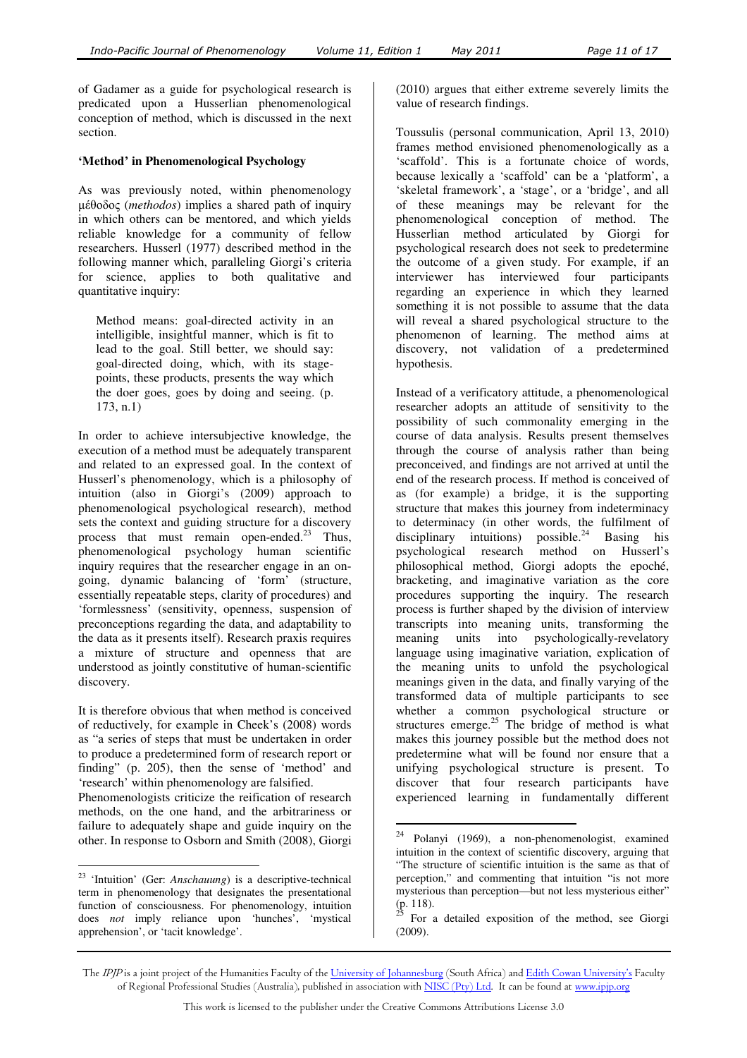of Gadamer as a guide for psychological research is predicated upon a Husserlian phenomenological conception of method, which is discussed in the next section.

### 'Method' in Phenomenological Psychology

As was previously noted, within phenomenology μέθοδος (*methodos*) implies a shared path of inquiry in which others can be mentored, and which yields reliable knowledge for a community of fellow researchers. Husserl (1977) described method in the following manner which, paralleling Giorgi's criteria for science, applies to both qualitative and quantitative inquiry:

> Method means: goal-directed activity in an intelligible, insightful manner, which is fit to lead to the goal. Still better, we should say: goal-directed doing, which, with its stage-points, these products, presents the way which the doer goes, goes by doing and seeing. (p. 173, n.1)

In order to achieve intersubjective knowledge, the execution of a method must be adequately transparent and related to an expressed goal. In the context of Husserl's phenomenology, which is a philosophy of intuition (also in Giorgi's (2009) approach to phenomenological psychological research), method sets the context and guiding structure for a discovery process that must remain open-ended.[23] Thus, phenomenological psychology human scientific inquiry requires that the researcher engage in an on-going, dynamic balancing of 'form' (structure, essentially repeatable steps, clarity of procedures) and 'formlessness' (sensitivity, openness, suspension of preconceptions regarding the data, and adaptability to the data as it presents itself). Research praxis requires a mixture of structure and openness that are understood as jointly constitutive of human-scientific discovery.

It is therefore obvious that when method is conceived of reductively, for example in Cheek's (2008) words as "a series of steps that must be undertaken in order to produce a predetermined form of research report or finding" (p. 205), then the sense of 'method' and 'research' within phenomenology are falsified.
Phenomenologists criticize the reification of research methods, on the one hand, and the arbitrariness or failure to adequately shape and guide inquiry on the other. In response to Osborn and Smith (2008), Giorgi (2010) argues that either extreme severely limits the value of research findings.

Toussulis (personal communication, April 13, 2010) frames method envisioned phenomenologically as a 'scaffold'. This is a fortunate choice of words, because lexically a 'scaffold' can be a 'platform', a 'skeletal framework', a 'stage', or a 'bridge', and all of these meanings may be relevant for the phenomenological conception of method. The Husserlian method articulated by Giorgi for psychological research does not seek to predetermine the outcome of a given study. For example, if an interviewer has interviewed four participants regarding an experience in which they learned something it is not possible to assume that the data will reveal a shared psychological structure to the phenomenon of learning. The method aims at discovery, not validation of a predetermined hypothesis.

Instead of a verificatory attitude, a phenomenological researcher adopts an attitude of sensitivity to the possibility of such commonality emerging in the course of data analysis. Results present themselves through the course of analysis rather than being preconceived, and findings are not arrived at until the end of the research process. If method is conceived of as (for example) a bridge, it is the supporting structure that makes this journey from indeterminacy to determinacy (in other words, the fulfilment of disciplinary intuitions) possible.[24] Basing his psychological research method on Husserl's philosophical method, Giorgi adopts the epoché, bracketing, and imaginative variation as the core procedures supporting the inquiry. The research process is further shaped by the division of interview transcripts into meaning units, transforming the meaning units into psychologically-revelatory language using imaginative variation, explication of the meaning units to unfold the psychological meanings given in the data, and finally varying of the transformed data of multiple participants to see whether a common psychological structure or structures emerge.[25] The bridge of method is what makes this journey possible but the method does not predetermine what will be found nor ensure that a unifying psychological structure is present. To discover that four research participants have experienced learning in fundamentally different

---

[23] 'Intuition' (Ger: *Anschauung*) is a descriptive-technical term in phenomenology that designates the presentational function of consciousness. For phenomenology, intuition does *not* imply reliance upon 'hunches', 'mystical apprehension', or 'tacit knowledge'.

[24] Polanyi (1969), a non-phenomenologist, examined intuition in the context of scientific discovery, arguing that "The structure of scientific intuition is the same as that of perception," and commenting that intuition "is not more mysterious than perception—but not less mysterious either" (p. 118).

[25] For a detailed exposition of the method, see Giorgi (2009).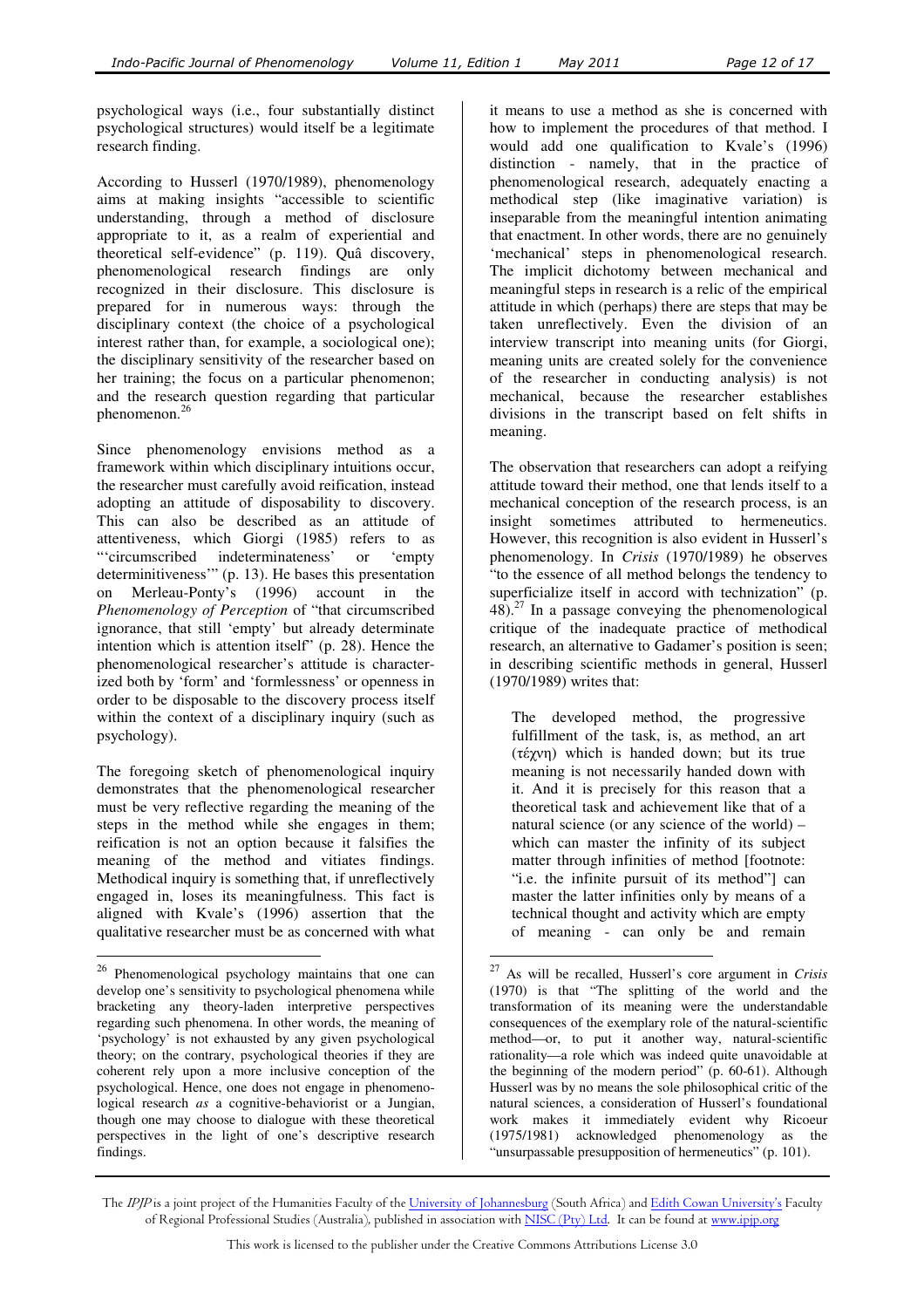psychological ways (i.e., four substantially distinct psychological structures) would itself be a legitimate research finding.

According to Husserl (1970/1989), phenomenology aims at making insights "accessible to scientific understanding, through a method of disclosure appropriate to it, as a realm of experiential and theoretical self-evidence" (p. 119). Quâ discovery, phenomenological research findings are only recognized in their disclosure. This disclosure is prepared for in numerous ways: through the disciplinary context (the choice of a psychological interest rather than, for example, a sociological one); the disciplinary sensitivity of the researcher based on her training; the focus on a particular phenomenon; and the research question regarding that particular phenomenon.[26]

Since phenomenology envisions method as a framework within which disciplinary intuitions occur, the researcher must carefully avoid reification, instead adopting an attitude of disposability to discovery. This can also be described as an attitude of attentiveness, which Giorgi (1985) refers to as "'circumscribed indeterminateness' or 'empty determinitiveness'" (p. 13). He bases this presentation on Merleau-Ponty's (1996) account in the *Phenomenology of Perception* of "that circumscribed ignorance, that still 'empty' but already determinate intention which is attention itself" (p. 28). Hence the phenomenological researcher's attitude is characterized both by 'form' and 'formlessness' or openness in order to be disposable to the discovery process itself within the context of a disciplinary inquiry (such as psychology).

The foregoing sketch of phenomenological inquiry demonstrates that the phenomenological researcher must be very reflective regarding the meaning of the steps in the method while she engages in them; reification is not an option because it falsifies the meaning of the method and vitiates findings. Methodical inquiry is something that, if unreflectively engaged in, loses its meaningfulness. This fact is aligned with Kvale's (1996) assertion that the qualitative researcher must be as concerned with what it means to use a method as she is concerned with how to implement the procedures of that method. I would add one qualification to Kvale's (1996) distinction - namely, that in the practice of phenomenological research, adequately enacting a methodical step (like imaginative variation) is inseparable from the meaningful intention animating that enactment. In other words, there are no genuinely 'mechanical' steps in phenomenological research. The implicit dichotomy between mechanical and meaningful steps in research is a relic of the empirical attitude in which (perhaps) there are steps that may be taken unreflectively. Even the division of an interview transcript into meaning units (for Giorgi, meaning units are created solely for the convenience of the researcher in conducting analysis) is not mechanical, because the researcher establishes divisions in the transcript based on felt shifts in meaning.

The observation that researchers can adopt a reifying attitude toward their method, one that lends itself to a mechanical conception of the research process, is an insight sometimes attributed to hermeneutics. However, this recognition is also evident in Husserl's phenomenology. In *Crisis* (1970/1989) he observes "to the essence of all method belongs the tendency to superficialize itself in accord with technization" (p. 48).[27] In a passage conveying the phenomenological critique of the inadequate practice of methodical research, an alternative to Gadamer's position is seen; in describing scientific methods in general, Husserl (1970/1989) writes that:

> The developed method, the progressive fulfillment of the task, is, as method, an art (τέχνη) which is handed down; but its true meaning is not necessarily handed down with it. And it is precisely for this reason that a theoretical task and achievement like that of a natural science (or any science of the world) – which can master the infinity of its subject matter through infinities of method [footnote: "i.e. the infinite pursuit of its method"] can master the latter infinities only by means of a technical thought and activity which are empty of meaning - can only be and remain

---

[26] Phenomenological psychology maintains that one can develop one's sensitivity to psychological phenomena while bracketing any theory-laden interpretive perspectives regarding such phenomena. In other words, the meaning of 'psychology' is not exhausted by any given psychological theory; on the contrary, psychological theories if they are coherent rely upon a more inclusive conception of the psychological. Hence, one does not engage in phenomenological research *as* a cognitive-behaviorist or a Jungian, though one may choose to dialogue with these theoretical perspectives in the light of one's descriptive research findings.

[27] As will be recalled, Husserl's core argument in *Crisis* (1970) is that "The splitting of the world and the transformation of its meaning were the understandable consequences of the exemplary role of the natural-scientific method—or, to put it another way, natural-scientific rationality—a role which was indeed quite unavoidable at the beginning of the modern period" (p. 60-61). Although Husserl was by no means the sole philosophical critic of the natural sciences, a consideration of Husserl's foundational work makes it immediately evident why Ricoeur (1975/1981) acknowledged phenomenology as the "unsurpassable presupposition of hermeneutics" (p. 101).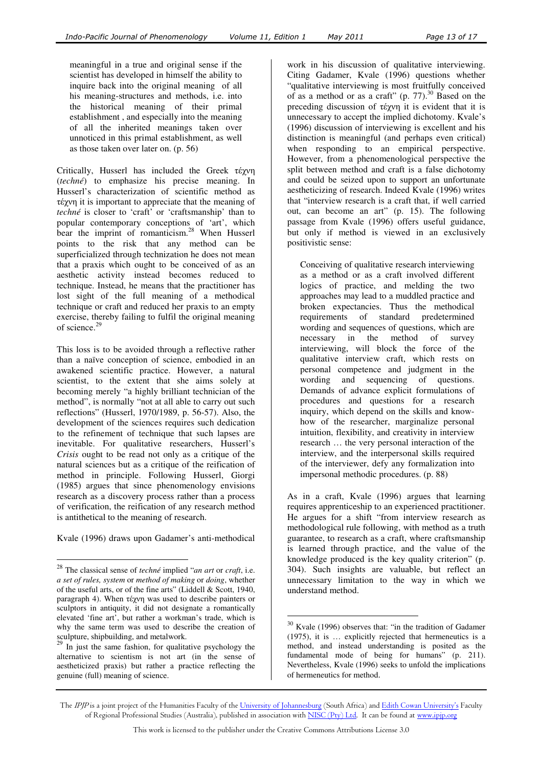meaningful in a true and original sense if the scientist has developed in himself the ability to inquire back into the original meaning of all his meaning-structures and methods, i.e. into the historical meaning of their primal establishment , and especially into the meaning of all the inherited meanings taken over unnoticed in this primal establishment, as well as those taken over later on. (p. 56)

Critically, Husserl has included the Greek τέχνη (*techné*) to emphasize his precise meaning. In Husserl's characterization of scientific method as τέχνη it is important to appreciate that the meaning of *techné* is closer to 'craft' or 'craftsmanship' than to popular contemporary conceptions of 'art', which bear the imprint of romanticism.[28] When Husserl points to the risk that any method can be superficialized through technization he does not mean that a praxis which ought to be conceived of as an aesthetic activity instead becomes reduced to technique. Instead, he means that the practitioner has lost sight of the full meaning of a methodical technique or craft and reduced her praxis to an empty exercise, thereby failing to fulfil the original meaning of science.[29]

This loss is to be avoided through a reflective rather than a naïve conception of science, embodied in an awakened scientific practice. However, a natural scientist, to the extent that she aims solely at becoming merely "a highly brilliant technician of the method", is normally "not at all able to carry out such reflections" (Husserl, 1970/1989, p. 56-57). Also, the development of the sciences requires such dedication to the refinement of technique that such lapses are inevitable. For qualitative researchers, Husserl's *Crisis* ought to be read not only as a critique of the natural sciences but as a critique of the reification of method in principle. Following Husserl, Giorgi (1985) argues that since phenomenology envisions research as a discovery process rather than a process of verification, the reification of any research method is antithetical to the meaning of research.

Kvale (1996) draws upon Gadamer's anti-methodical work in his discussion of qualitative interviewing. Citing Gadamer, Kvale (1996) questions whether "qualitative interviewing is most fruitfully conceived of as a method or as a craft" (p. 77).[30] Based on the preceding discussion of τέχνη it is evident that it is unnecessary to accept the implied dichotomy. Kvale's (1996) discussion of interviewing is excellent and his distinction is meaningful (and perhaps even critical) when responding to an empirical perspective. However, from a phenomenological perspective the split between method and craft is a false dichotomy and could be seized upon to support an unfortunate aestheticizing of research. Indeed Kvale (1996) writes that "interview research is a craft that, if well carried out, can become an art" (p. 15). The following passage from Kvale (1996) offers useful guidance, but only if method is viewed in an exclusively positivistic sense:

> Conceiving of qualitative research interviewing as a method or as a craft involved different logics of practice, and melding the two approaches may lead to a muddled practice and broken expectancies. Thus the methodical requirements of standard predetermined wording and sequences of questions, which are necessary in the method of survey interviewing, will block the force of the qualitative interview craft, which rests on personal competence and judgment in the wording and sequencing of questions. Demands of advance explicit formulations of procedures and questions for a research inquiry, which depend on the skills and know-how of the researcher, marginalize personal intuition, flexibility, and creativity in interview research … the very personal interaction of the interview, and the interpersonal skills required of the interviewer, defy any formalization into impersonal methodic procedures. (p. 88)

As in a craft, Kvale (1996) argues that learning requires apprenticeship to an experienced practitioner. He argues for a shift "from interview research as methodological rule following, with method as a truth guarantee, to research as a craft, where craftsmanship is learned through practice, and the value of the knowledge produced is the key quality criterion" (p. 304). Such insights are valuable, but reflect an unnecessary limitation to the way in which we understand method.

---

[28] The classical sense of *techné* implied "*an art* or *craft*, i.e. *a set of rules, system* or *method of making* or *doing*, whether of the useful arts, or of the fine arts" (Liddell & Scott, 1940, paragraph 4). When τέχνη was used to describe painters or sculptors in antiquity, it did not designate a romantically elevated 'fine art', but rather a workman's trade, which is why the same term was used to describe the creation of sculpture, shipbuilding, and metalwork.

[29] In just the same fashion, for qualitative psychology the alternative to scientism is not art (in the sense of aestheticized praxis) but rather a practice reflecting the genuine (full) meaning of science.

[30] Kvale (1996) observes that: "in the tradition of Gadamer (1975), it is … explicitly rejected that hermeneutics is a method, and instead understanding is posited as the fundamental mode of being for humans" (p. 211). Nevertheless, Kvale (1996) seeks to unfold the implications of hermeneutics for method.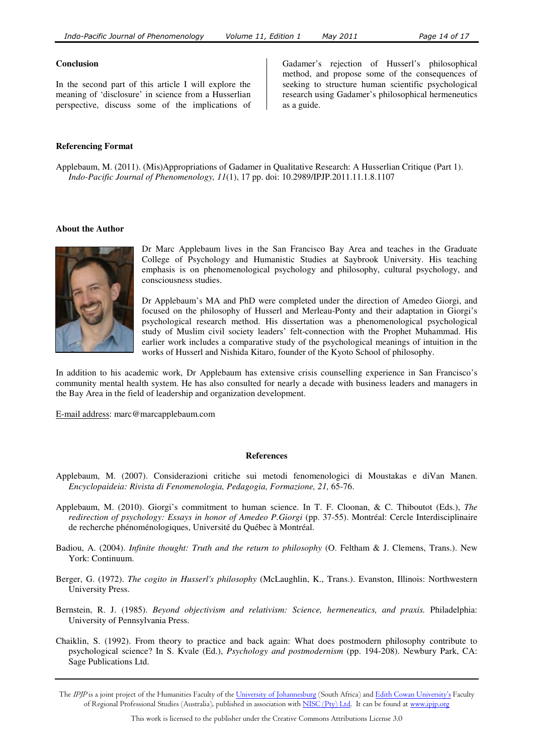## Conclusion

In the second part of this article I will explore the meaning of 'disclosure' in science from a Husserlian perspective, discuss some of the implications of Gadamer's rejection of Husserl's philosophical method, and propose some of the consequences of seeking to structure human scientific psychological research using Gadamer's philosophical hermeneutics as a guide.

## Referencing Format

Applebaum, M. (2011). (Mis)Appropriations of Gadamer in Qualitative Research: A Husserlian Critique (Part 1). *Indo-Pacific Journal of Phenomenology, 11*(1), 17 pp. doi: 10.2989/IPJP.2011.11.1.8.1107

## About the Author

Dr Marc Applebaum lives in the San Francisco Bay Area and teaches in the Graduate College of Psychology and Humanistic Studies at Saybrook University. His teaching emphasis is on phenomenological psychology and philosophy, cultural psychology, and consciousness studies.

Dr Applebaum's MA and PhD were completed under the direction of Amedeo Giorgi, and focused on the philosophy of Husserl and Merleau-Ponty and their adaptation in Giorgi's psychological research method. His dissertation was a phenomenological psychological study of Muslim civil society leaders' felt-connection with the Prophet Muhammad. His earlier work includes a comparative study of the psychological meanings of intuition in the works of Husserl and Nishida Kitaro, founder of the Kyoto School of philosophy.

In addition to his academic work, Dr Applebaum has extensive crisis counselling experience in San Francisco's community mental health system. He has also consulted for nearly a decade with business leaders and managers in the Bay Area in the field of leadership and organization development.

E-mail address: marc@marcapplebaum.com

## References

Applebaum, M. (2007). Considerazioni critiche sui metodi fenomenologici di Moustakas e diVan Manen. *Encyclopaideia: Rivista di Fenomenologia, Pedagogia, Formazione, 21,* 65-76.

Applebaum, M. (2010). Giorgi's commitment to human science. In T. F. Cloonan, & C. Thiboutot (Eds.), *The redirection of psychology: Essays in honor of Amedeo P.Giorgi* (pp. 37-55). Montréal: Cercle Interdisciplinaire de recherche phénoménologiques, Université du Québec à Montréal.

Badiou, A. (2004). *Infinite thought: Truth and the return to philosophy* (O. Feltham & J. Clemens, Trans.). New York: Continuum.

Berger, G. (1972). *The cogito in Husserl's philosophy* (McLaughlin, K., Trans.). Evanston, Illinois: Northwestern University Press.

Bernstein, R. J. (1985). *Beyond objectivism and relativism: Science, hermeneutics, and praxis.* Philadelphia: University of Pennsylvania Press.

Chaiklin, S. (1992). From theory to practice and back again: What does postmodern philosophy contribute to psychological science? In S. Kvale (Ed.), *Psychology and postmodernism* (pp. 194-208). Newbury Park, CA: Sage Publications Ltd.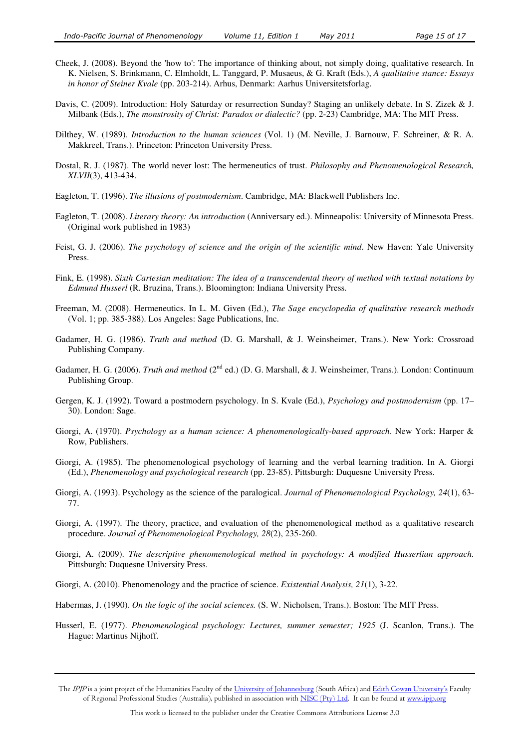Cheek, J. (2008). Beyond the 'how to': The importance of thinking about, not simply doing, qualitative research. In K. Nielsen, S. Brinkmann, C. Elmholdt, L. Tanggard, P. Musaeus, & G. Kraft (Eds.), *A qualitative stance: Essays in honor of Steiner Kvale* (pp. 203-214). Arhus, Denmark: Aarhus Universitetsforlag.

Davis, C. (2009). Introduction: Holy Saturday or resurrection Sunday? Staging an unlikely debate. In S. Zizek & J. Milbank (Eds.), *The monstrosity of Christ: Paradox or dialectic?* (pp. 2-23) Cambridge, MA: The MIT Press.

Dilthey, W. (1989). *Introduction to the human sciences* (Vol. 1) (M. Neville, J. Barnouw, F. Schreiner, & R. A. Makkreel, Trans.). Princeton: Princeton University Press.

Dostal, R. J. (1987). The world never lost: The hermeneutics of trust. *Philosophy and Phenomenological Research, XLVII*(3), 413-434.

Eagleton, T. (1996). *The illusions of postmodernism*. Cambridge, MA: Blackwell Publishers Inc.

Eagleton, T. (2008). *Literary theory: An introduction* (Anniversary ed.). Minneapolis: University of Minnesota Press. (Original work published in 1983)

Feist, G. J. (2006). *The psychology of science and the origin of the scientific mind*. New Haven: Yale University Press.

Fink, E. (1998). *Sixth Cartesian meditation: The idea of a transcendental theory of method with textual notations by Edmund Husserl* (R. Bruzina, Trans.). Bloomington: Indiana University Press.

Freeman, M. (2008). Hermeneutics. In L. M. Given (Ed.), *The Sage encyclopedia of qualitative research methods* (Vol. 1; pp. 385-388). Los Angeles: Sage Publications, Inc.

Gadamer, H. G. (1986). *Truth and method* (D. G. Marshall, & J. Weinsheimer, Trans.). New York: Crossroad Publishing Company.

Gadamer, H. G. (2006). *Truth and method* (2nd ed.) (D. G. Marshall, & J. Weinsheimer, Trans.). London: Continuum Publishing Group.

Gergen, K. J. (1992). Toward a postmodern psychology. In S. Kvale (Ed.), *Psychology and postmodernism* (pp. 17–30). London: Sage.

Giorgi, A. (1970). *Psychology as a human science: A phenomenologically-based approach*. New York: Harper & Row, Publishers.

Giorgi, A. (1985). The phenomenological psychology of learning and the verbal learning tradition. In A. Giorgi (Ed.), *Phenomenology and psychological research* (pp. 23-85). Pittsburgh: Duquesne University Press.

Giorgi, A. (1993). Psychology as the science of the paralogical. *Journal of Phenomenological Psychology, 24*(1), 63-77.

Giorgi, A. (1997). The theory, practice, and evaluation of the phenomenological method as a qualitative research procedure. *Journal of Phenomenological Psychology, 28*(2), 235-260.

Giorgi, A. (2009). *The descriptive phenomenological method in psychology: A modified Husserlian approach.* Pittsburgh: Duquesne University Press.

Giorgi, A. (2010). Phenomenology and the practice of science. *Existential Analysis, 21*(1), 3-22.

Habermas, J. (1990). *On the logic of the social sciences.* (S. W. Nicholsen, Trans.). Boston: The MIT Press.

Husserl, E. (1977). *Phenomenological psychology: Lectures, summer semester; 1925* (J. Scanlon, Trans.). The Hague: Martinus Nijhoff.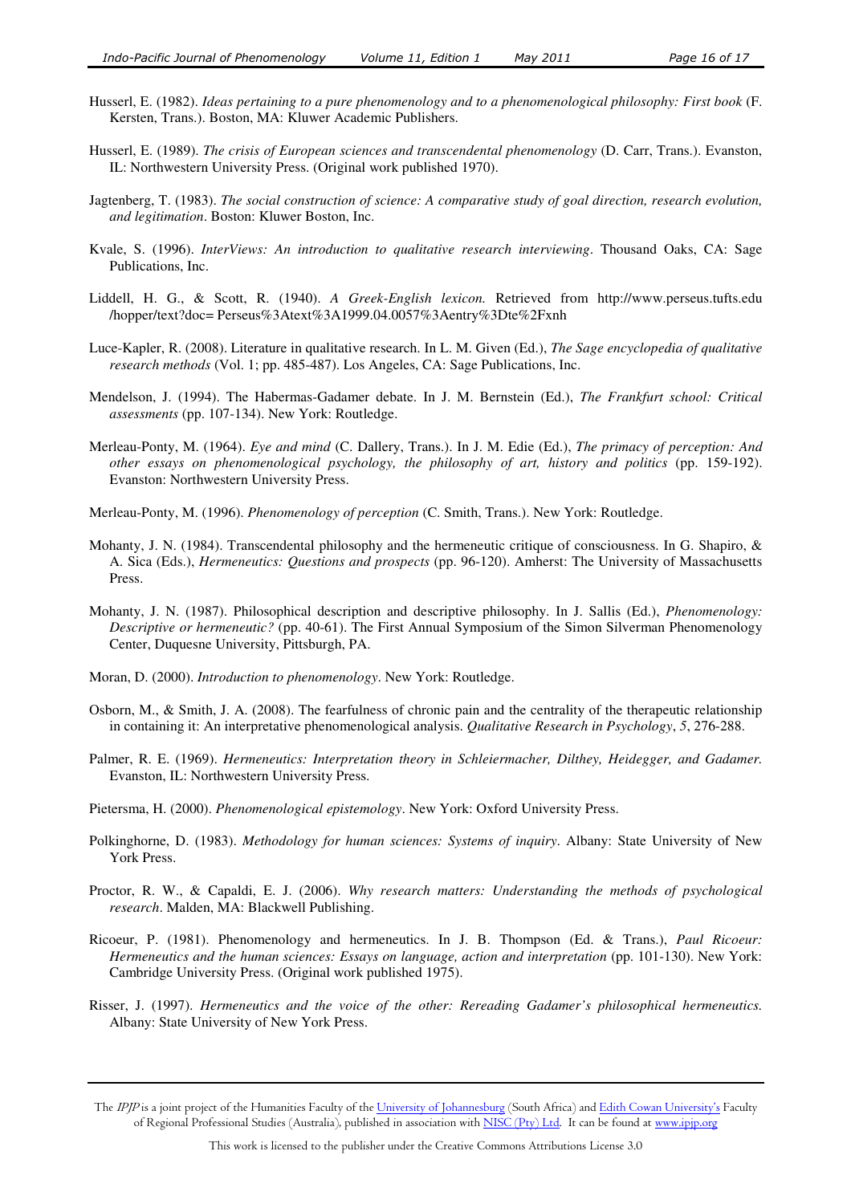Husserl, E. (1982). *Ideas pertaining to a pure phenomenology and to a phenomenological philosophy: First book* (F. Kersten, Trans.). Boston, MA: Kluwer Academic Publishers.

Husserl, E. (1989). *The crisis of European sciences and transcendental phenomenology* (D. Carr, Trans.). Evanston, IL: Northwestern University Press. (Original work published 1970).

Jagtenberg, T. (1983). *The social construction of science: A comparative study of goal direction, research evolution, and legitimation*. Boston: Kluwer Boston, Inc.

Kvale, S. (1996). *InterViews: An introduction to qualitative research interviewing*. Thousand Oaks, CA: Sage Publications, Inc.

Liddell, H. G., & Scott, R. (1940). *A Greek-English lexicon.* Retrieved from http://www.perseus.tufts.edu /hopper/text?doc= Perseus%3Atext%3A1999.04.0057%3Aentry%3Dte%2Fxnh

Luce-Kapler, R. (2008). Literature in qualitative research. In L. M. Given (Ed.), *The Sage encyclopedia of qualitative research methods* (Vol. 1; pp. 485-487). Los Angeles, CA: Sage Publications, Inc.

Mendelson, J. (1994). The Habermas-Gadamer debate. In J. M. Bernstein (Ed.), *The Frankfurt school: Critical assessments* (pp. 107-134). New York: Routledge.

Merleau-Ponty, M. (1964). *Eye and mind* (C. Dallery, Trans.). In J. M. Edie (Ed.), *The primacy of perception: And other essays on phenomenological psychology, the philosophy of art, history and politics* (pp. 159-192). Evanston: Northwestern University Press.

Merleau-Ponty, M. (1996). *Phenomenology of perception* (C. Smith, Trans.). New York: Routledge.

Mohanty, J. N. (1984). Transcendental philosophy and the hermeneutic critique of consciousness. In G. Shapiro, & A. Sica (Eds.), *Hermeneutics: Questions and prospects* (pp. 96-120). Amherst: The University of Massachusetts Press.

Mohanty, J. N. (1987). Philosophical description and descriptive philosophy. In J. Sallis (Ed.), *Phenomenology: Descriptive or hermeneutic?* (pp. 40-61). The First Annual Symposium of the Simon Silverman Phenomenology Center, Duquesne University, Pittsburgh, PA.

Moran, D. (2000). *Introduction to phenomenology*. New York: Routledge.

Osborn, M., & Smith, J. A. (2008). The fearfulness of chronic pain and the centrality of the therapeutic relationship in containing it: An interpretative phenomenological analysis. *Qualitative Research in Psychology*, *5*, 276-288.

Palmer, R. E. (1969). *Hermeneutics: Interpretation theory in Schleiermacher, Dilthey, Heidegger, and Gadamer.* Evanston, IL: Northwestern University Press.

Pietersma, H. (2000). *Phenomenological epistemology*. New York: Oxford University Press.

Polkinghorne, D. (1983). *Methodology for human sciences: Systems of inquiry*. Albany: State University of New York Press.

Proctor, R. W., & Capaldi, E. J. (2006). *Why research matters: Understanding the methods of psychological research*. Malden, MA: Blackwell Publishing.

Ricoeur, P. (1981). Phenomenology and hermeneutics. In J. B. Thompson (Ed. & Trans.), *Paul Ricoeur: Hermeneutics and the human sciences: Essays on language, action and interpretation* (pp. 101-130). New York: Cambridge University Press. (Original work published 1975).

Risser, J. (1997). *Hermeneutics and the voice of the other: Rereading Gadamer's philosophical hermeneutics.* Albany: State University of New York Press.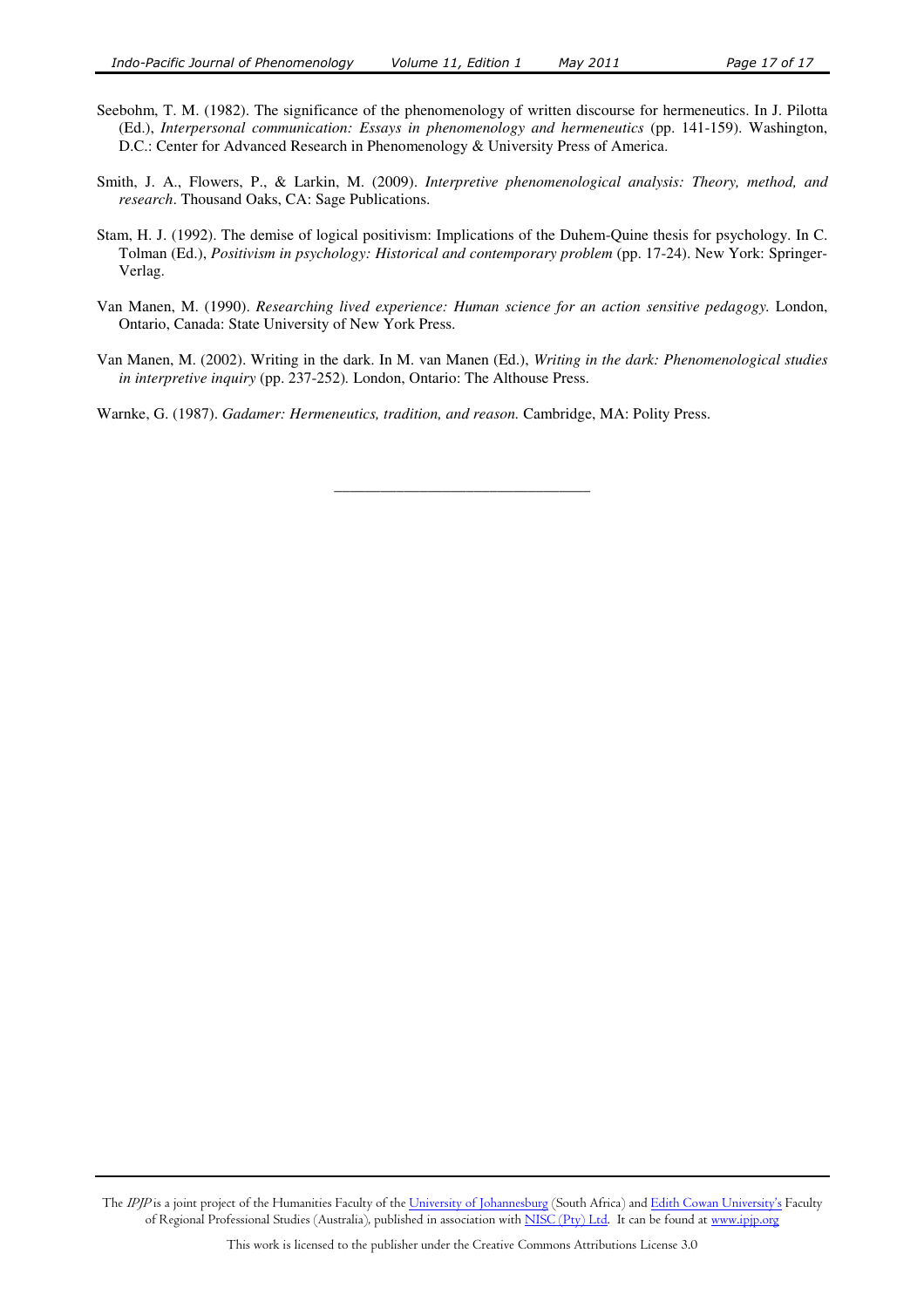Seebohm, T. M. (1982). The significance of the phenomenology of written discourse for hermeneutics. In J. Pilotta (Ed.), *Interpersonal communication: Essays in phenomenology and hermeneutics* (pp. 141-159). Washington, D.C.: Center for Advanced Research in Phenomenology & University Press of America.

Smith, J. A., Flowers, P., & Larkin, M. (2009). *Interpretive phenomenological analysis: Theory, method, and research*. Thousand Oaks, CA: Sage Publications.

Stam, H. J. (1992). The demise of logical positivism: Implications of the Duhem-Quine thesis for psychology. In C. Tolman (Ed.), *Positivism in psychology: Historical and contemporary problem* (pp. 17-24). New York: Springer-Verlag.

Van Manen, M. (1990). *Researching lived experience: Human science for an action sensitive pedagogy.* London, Ontario, Canada: State University of New York Press.

Van Manen, M. (2002). Writing in the dark. In M. van Manen (Ed.), *Writing in the dark: Phenomenological studies in interpretive inquiry* (pp. 237-252)*.* London, Ontario: The Althouse Press.

Warnke, G. (1987). *Gadamer: Hermeneutics, tradition, and reason.* Cambridge, MA: Polity Press.

---

The *IPJP* is a joint project of the Humanities Faculty of the University of Johannesburg (South Africa) and Edith Cowan University's Faculty of Regional Professional Studies (Australia), published in association with NISC (Pty) Ltd. It can be found at www.ipjp.org

This work is licensed to the publisher under the Creative Commons Attributions License 3.0